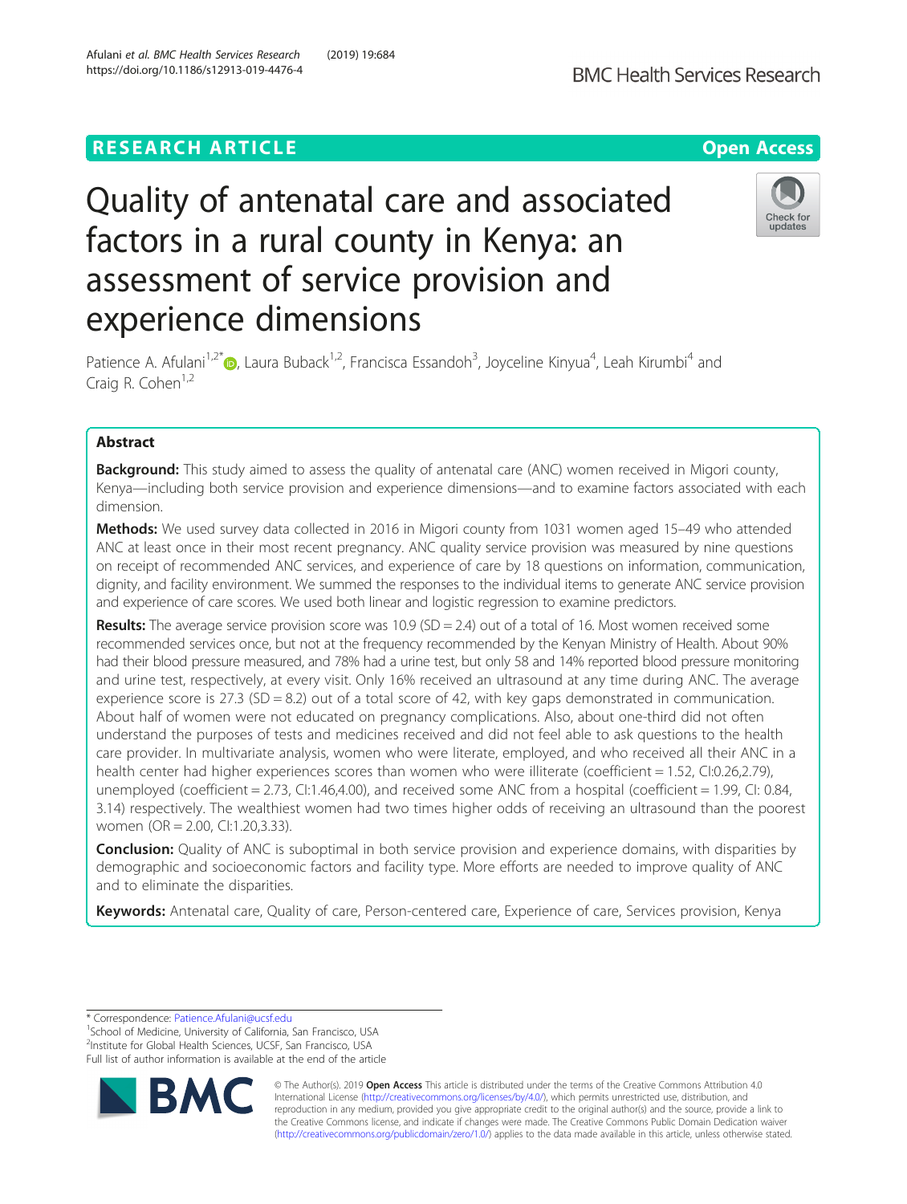RESEARCH ARTICLE

Open Access

# Quality of antenatal care and associated factors in a rural county in Kenya: an assessment of service provision and experience dimensions

Patience A. Afulani[1,2*], Laura Buback[1,2], Francisca Essandoh[3], Joyceline Kinyua[4], Leah Kirumbi[4] and Craig R. Cohen[1,2]

## Abstract

**Background:** This study aimed to assess the quality of antenatal care (ANC) women received in Migori county, Kenya—including both service provision and experience dimensions—and to examine factors associated with each dimension.

**Methods:** We used survey data collected in 2016 in Migori county from 1031 women aged 15–49 who attended ANC at least once in their most recent pregnancy. ANC quality service provision was measured by nine questions on receipt of recommended ANC services, and experience of care by 18 questions on information, communication, dignity, and facility environment. We summed the responses to the individual items to generate ANC service provision and experience of care scores. We used both linear and logistic regression to examine predictors.

**Results:** The average service provision score was 10.9 (SD = 2.4) out of a total of 16. Most women received some recommended services once, but not at the frequency recommended by the Kenyan Ministry of Health. About 90% had their blood pressure measured, and 78% had a urine test, but only 58 and 14% reported blood pressure monitoring and urine test, respectively, at every visit. Only 16% received an ultrasound at any time during ANC. The average experience score is 27.3 (SD = 8.2) out of a total score of 42, with key gaps demonstrated in communication. About half of women were not educated on pregnancy complications. Also, about one-third did not often understand the purposes of tests and medicines received and did not feel able to ask questions to the health care provider. In multivariate analysis, women who were literate, employed, and who received all their ANC in a health center had higher experiences scores than women who were illiterate (coefficient = 1.52, CI:0.26,2.79), unemployed (coefficient = 2.73, CI:1.46,4.00), and received some ANC from a hospital (coefficient = 1.99, CI: 0.84, 3.14) respectively. The wealthiest women had two times higher odds of receiving an ultrasound than the poorest women (OR = 2.00, CI:1.20,3.33).

**Conclusion:** Quality of ANC is suboptimal in both service provision and experience domains, with disparities by demographic and socioeconomic factors and facility type. More efforts are needed to improve quality of ANC and to eliminate the disparities.

**Keywords:** Antenatal care, Quality of care, Person-centered care, Experience of care, Services provision, Kenya

\* Correspondence: Patience.Afulani@ucsf.edu
[1] School of Medicine, University of California, San Francisco, USA
[2] Institute for Global Health Sciences, UCSF, San Francisco, USA
Full list of author information is available at the end of the article

© The Author(s). 2019 **Open Access** This article is distributed under the terms of the Creative Commons Attribution 4.0 International License (http://creativecommons.org/licenses/by/4.0/), which permits unrestricted use, distribution, and reproduction in any medium, provided you give appropriate credit to the original author(s) and the source, provide a link to the Creative Commons license, and indicate if changes were made. The Creative Commons Public Domain Dedication waiver (http://creativecommons.org/publicdomain/zero/1.0/) applies to the data made available in this article, unless otherwise stated.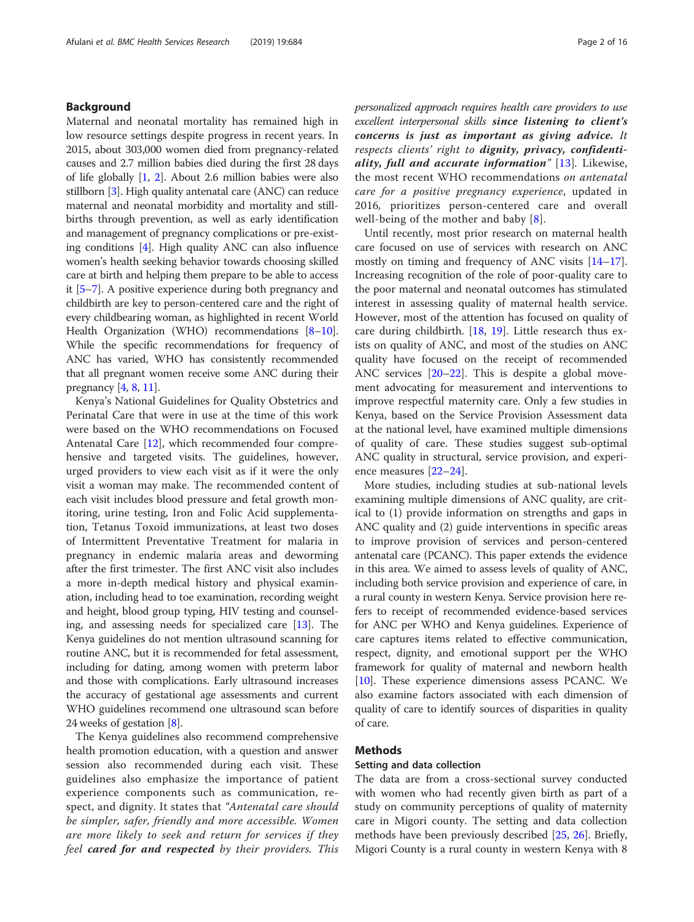## Background

Maternal and neonatal mortality has remained high in low resource settings despite progress in recent years. In 2015, about 303,000 women died from pregnancy-related causes and 2.7 million babies died during the first 28 days of life globally [1, 2]. About 2.6 million babies were also stillborn [3]. High quality antenatal care (ANC) can reduce maternal and neonatal morbidity and mortality and stillbirths through prevention, as well as early identification and management of pregnancy complications or pre-existing conditions [4]. High quality ANC can also influence women's health seeking behavior towards choosing skilled care at birth and helping them prepare to be able to access it [5–7]. A positive experience during both pregnancy and childbirth are key to person-centered care and the right of every childbearing woman, as highlighted in recent World Health Organization (WHO) recommendations [8–10]. While the specific recommendations for frequency of ANC has varied, WHO has consistently recommended that all pregnant women receive some ANC during their pregnancy [4, 8, 11].

Kenya's National Guidelines for Quality Obstetrics and Perinatal Care that were in use at the time of this work were based on the WHO recommendations on Focused Antenatal Care [12], which recommended four comprehensive and targeted visits. The guidelines, however, urged providers to view each visit as if it were the only visit a woman may make. The recommended content of each visit includes blood pressure and fetal growth monitoring, urine testing, Iron and Folic Acid supplementation, Tetanus Toxoid immunizations, at least two doses of Intermittent Preventative Treatment for malaria in pregnancy in endemic malaria areas and deworming after the first trimester. The first ANC visit also includes a more in-depth medical history and physical examination, including head to toe examination, recording weight and height, blood group typing, HIV testing and counseling, and assessing needs for specialized care [13]. The Kenya guidelines do not mention ultrasound scanning for routine ANC, but it is recommended for fetal assessment, including for dating, among women with preterm labor and those with complications. Early ultrasound increases the accuracy of gestational age assessments and current WHO guidelines recommend one ultrasound scan before 24 weeks of gestation [8].

The Kenya guidelines also recommend comprehensive health promotion education, with a question and answer session also recommended during each visit. These guidelines also emphasize the importance of patient experience components such as communication, respect, and dignity. It states that *"Antenatal care should be simpler, safer, friendly and more accessible. Women are more likely to seek and return for services if they feel* ***cared for and respected*** *by their providers. This personalized approach requires health care providers to use excellent interpersonal skills* ***since listening to client's concerns is just as important as giving advice.*** *It respects clients' right to* ***dignity, privacy, confidentiality, full and accurate information****"* [13]. Likewise, the most recent WHO recommendations *on antenatal care for a positive pregnancy experience*, updated in 2016, prioritizes person-centered care and overall well-being of the mother and baby [8].

Until recently, most prior research on maternal health care focused on use of services with research on ANC mostly on timing and frequency of ANC visits [14–17]. Increasing recognition of the role of poor-quality care to the poor maternal and neonatal outcomes has stimulated interest in assessing quality of maternal health service. However, most of the attention has focused on quality of care during childbirth. [18, 19]. Little research thus exists on quality of ANC, and most of the studies on ANC quality have focused on the receipt of recommended ANC services [20–22]. This is despite a global movement advocating for measurement and interventions to improve respectful maternity care. Only a few studies in Kenya, based on the Service Provision Assessment data at the national level, have examined multiple dimensions of quality of care. These studies suggest sub-optimal ANC quality in structural, service provision, and experience measures [22–24].

More studies, including studies at sub-national levels examining multiple dimensions of ANC quality, are critical to (1) provide information on strengths and gaps in ANC quality and (2) guide interventions in specific areas to improve provision of services and person-centered antenatal care (PCANC). This paper extends the evidence in this area. We aimed to assess levels of quality of ANC, including both service provision and experience of care, in a rural county in western Kenya. Service provision here refers to receipt of recommended evidence-based services for ANC per WHO and Kenya guidelines. Experience of care captures items related to effective communication, respect, dignity, and emotional support per the WHO framework for quality of maternal and newborn health [10]. These experience dimensions assess PCANC. We also examine factors associated with each dimension of quality of care to identify sources of disparities in quality of care.

## Methods

### Setting and data collection

The data are from a cross-sectional survey conducted with women who had recently given birth as part of a study on community perceptions of quality of maternity care in Migori county. The setting and data collection methods have been previously described [25, 26]. Briefly, Migori County is a rural county in western Kenya with 8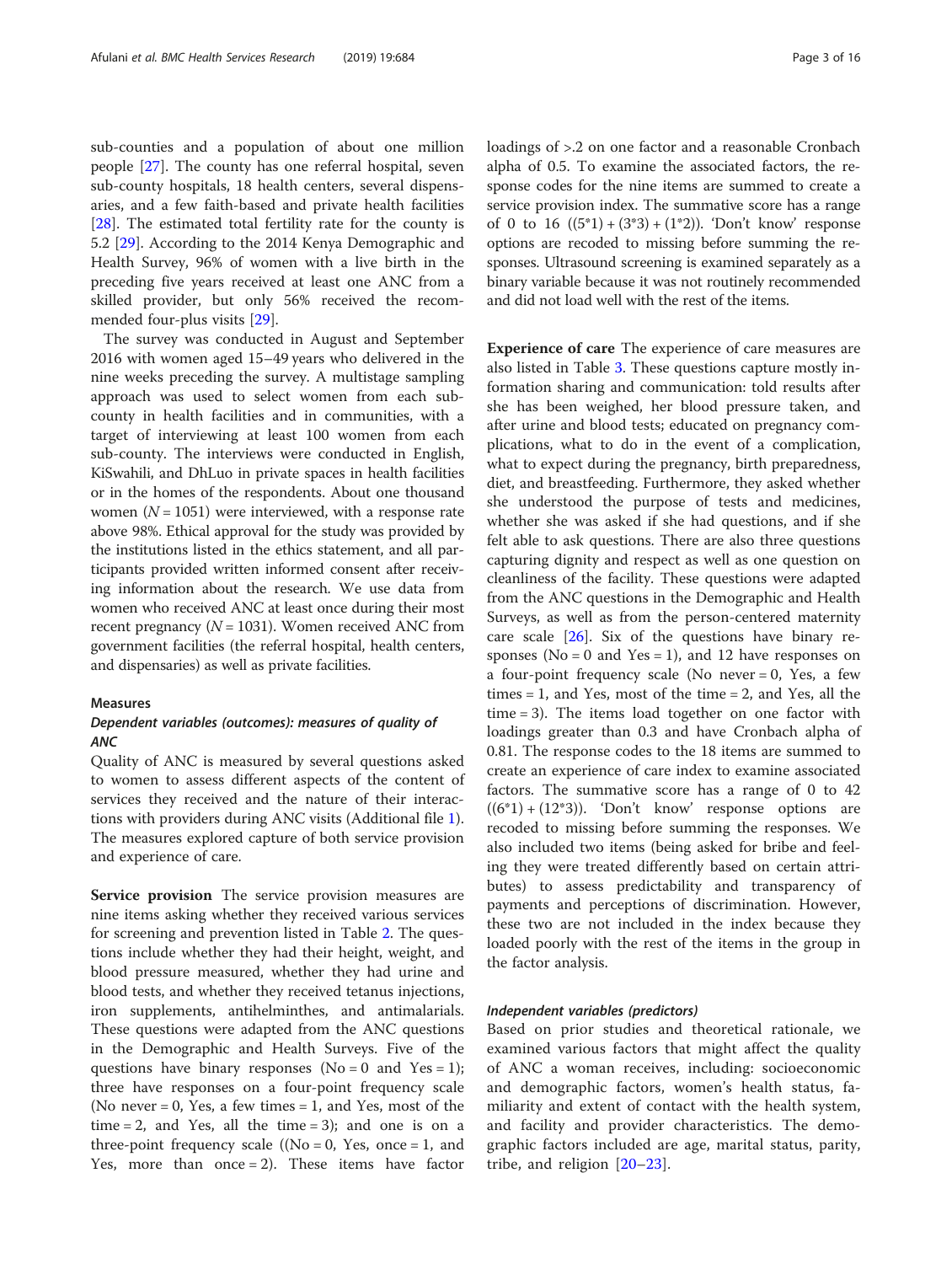sub-counties and a population of about one million people [27]. The county has one referral hospital, seven sub-county hospitals, 18 health centers, several dispensaries, and a few faith-based and private health facilities [28]. The estimated total fertility rate for the county is 5.2 [29]. According to the 2014 Kenya Demographic and Health Survey, 96% of women with a live birth in the preceding five years received at least one ANC from a skilled provider, but only 56% received the recommended four-plus visits [29].

The survey was conducted in August and September 2016 with women aged 15–49 years who delivered in the nine weeks preceding the survey. A multistage sampling approach was used to select women from each sub-county in health facilities and in communities, with a target of interviewing at least 100 women from each sub-county. The interviews were conducted in English, KiSwahili, and DhLuo in private spaces in health facilities or in the homes of the respondents. About one thousand women ($N = 1051$) were interviewed, with a response rate above 98%. Ethical approval for the study was provided by the institutions listed in the ethics statement, and all participants provided written informed consent after receiving information about the research. We use data from women who received ANC at least once during their most recent pregnancy ($N = 1031$). Women received ANC from government facilities (the referral hospital, health centers, and dispensaries) as well as private facilities.

## Measures

### *Dependent variables (outcomes): measures of quality of ANC*

Quality of ANC is measured by several questions asked to women to assess different aspects of the content of services they received and the nature of their interactions with providers during ANC visits (Additional file 1). The measures explored capture of both service provision and experience of care.

**Service provision** The service provision measures are nine items asking whether they received various services for screening and prevention listed in Table 2. The questions include whether they had their height, weight, and blood pressure measured, whether they had urine and blood tests, and whether they received tetanus injections, iron supplements, antihelminthes, and antimalarials. These questions were adapted from the ANC questions in the Demographic and Health Surveys. Five of the questions have binary responses (No = 0 and Yes = 1); three have responses on a four-point frequency scale (No never = 0, Yes, a few times = 1, and Yes, most of the time = 2, and Yes, all the time = 3); and one is on a three-point frequency scale ((No = 0, Yes, once = 1, and Yes, more than once = 2). These items have factor loadings of >.2 on one factor and a reasonable Cronbach alpha of 0.5. To examine the associated factors, the response codes for the nine items are summed to create a service provision index. The summative score has a range of 0 to 16 ((5*1) + (3*3) + (1*2)). 'Don't know' response options are recoded to missing before summing the responses. Ultrasound screening is examined separately as a binary variable because it was not routinely recommended and did not load well with the rest of the items.

**Experience of care** The experience of care measures are also listed in Table 3. These questions capture mostly information sharing and communication: told results after she has been weighed, her blood pressure taken, and after urine and blood tests; educated on pregnancy complications, what to do in the event of a complication, what to expect during the pregnancy, birth preparedness, diet, and breastfeeding. Furthermore, they asked whether she understood the purpose of tests and medicines, whether she was asked if she had questions, and if she felt able to ask questions. There are also three questions capturing dignity and respect as well as one question on cleanliness of the facility. These questions were adapted from the ANC questions in the Demographic and Health Surveys, as well as from the person-centered maternity care scale [26]. Six of the questions have binary responses (No = 0 and Yes = 1), and 12 have responses on a four-point frequency scale (No never = 0, Yes, a few times = 1, and Yes, most of the time = 2, and Yes, all the time = 3). The items load together on one factor with loadings greater than 0.3 and have Cronbach alpha of 0.81. The response codes to the 18 items are summed to create an experience of care index to examine associated factors. The summative score has a range of 0 to 42 ((6*1) + (12*3)). 'Don't know' response options are recoded to missing before summing the responses. We also included two items (being asked for bribe and feeling they were treated differently based on certain attributes) to assess predictability and transparency of payments and perceptions of discrimination. However, these two are not included in the index because they loaded poorly with the rest of the items in the group in the factor analysis.

### *Independent variables (predictors)*

Based on prior studies and theoretical rationale, we examined various factors that might affect the quality of ANC a woman receives, including: socioeconomic and demographic factors, women's health status, familiarity and extent of contact with the health system, and facility and provider characteristics. The demographic factors included are age, marital status, parity, tribe, and religion [20–23].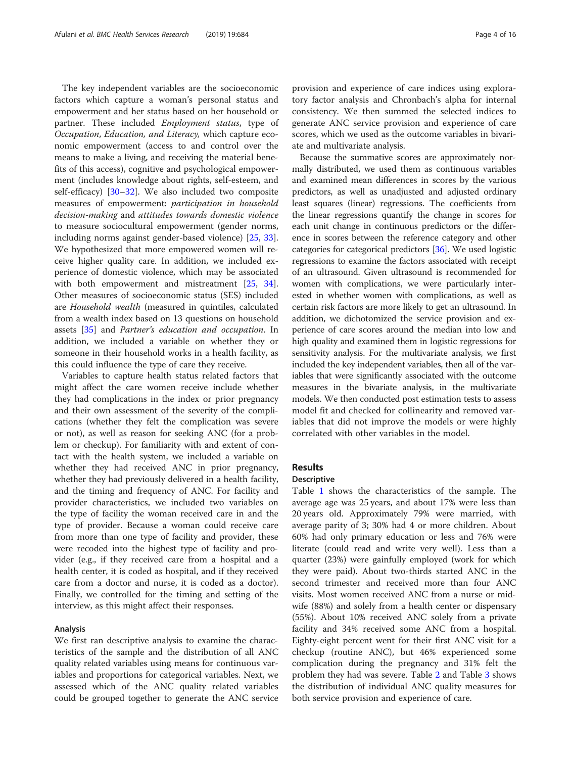The key independent variables are the socioeconomic factors which capture a woman's personal status and empowerment and her status based on her household or partner. These included *Employment status*, type of *Occupation*, *Education, and Literacy,* which capture economic empowerment (access to and control over the means to make a living, and receiving the material benefits of this access), cognitive and psychological empowerment (includes knowledge about rights, self-esteem, and self-efficacy) [30–32]. We also included two composite measures of empowerment: *participation in household decision-making* and *attitudes towards domestic violence* to measure sociocultural empowerment (gender norms, including norms against gender-based violence) [25, 33]. We hypothesized that more empowered women will receive higher quality care. In addition, we included experience of domestic violence, which may be associated with both empowerment and mistreatment [25, 34]. Other measures of socioeconomic status (SES) included are *Household wealth* (measured in quintiles, calculated from a wealth index based on 13 questions on household assets [35] and *Partner's education and occupation*. In addition, we included a variable on whether they or someone in their household works in a health facility, as this could influence the type of care they receive.

Variables to capture health status related factors that might affect the care women receive include whether they had complications in the index or prior pregnancy and their own assessment of the severity of the complications (whether they felt the complication was severe or not), as well as reason for seeking ANC (for a problem or checkup). For familiarity with and extent of contact with the health system, we included a variable on whether they had received ANC in prior pregnancy, whether they had previously delivered in a health facility, and the timing and frequency of ANC. For facility and provider characteristics, we included two variables on the type of facility the woman received care in and the type of provider. Because a woman could receive care from more than one type of facility and provider, these were recoded into the highest type of facility and provider (e.g., if they received care from a hospital and a health center, it is coded as hospital, and if they received care from a doctor and nurse, it is coded as a doctor). Finally, we controlled for the timing and setting of the interview, as this might affect their responses.

### Analysis

We first ran descriptive analysis to examine the characteristics of the sample and the distribution of all ANC quality related variables using means for continuous variables and proportions for categorical variables. Next, we assessed which of the ANC quality related variables could be grouped together to generate the ANC service provision and experience of care indices using exploratory factor analysis and Chronbach's alpha for internal consistency. We then summed the selected indices to generate ANC service provision and experience of care scores, which we used as the outcome variables in bivariate and multivariate analysis.

Because the summative scores are approximately normally distributed, we used them as continuous variables and examined mean differences in scores by the various predictors, as well as unadjusted and adjusted ordinary least squares (linear) regressions. The coefficients from the linear regressions quantify the change in scores for each unit change in continuous predictors or the difference in scores between the reference category and other categories for categorical predictors [36]. We used logistic regressions to examine the factors associated with receipt of an ultrasound. Given ultrasound is recommended for women with complications, we were particularly interested in whether women with complications, as well as certain risk factors are more likely to get an ultrasound. In addition, we dichotomized the service provision and experience of care scores around the median into low and high quality and examined them in logistic regressions for sensitivity analysis. For the multivariate analysis, we first included the key independent variables, then all of the variables that were significantly associated with the outcome measures in the bivariate analysis, in the multivariate models. We then conducted post estimation tests to assess model fit and checked for collinearity and removed variables that did not improve the models or were highly correlated with other variables in the model.

## Results

### Descriptive

Table 1 shows the characteristics of the sample. The average age was 25 years, and about 17% were less than 20 years old. Approximately 79% were married, with average parity of 3; 30% had 4 or more children. About 60% had only primary education or less and 76% were literate (could read and write very well). Less than a quarter (23%) were gainfully employed (work for which they were paid). About two-thirds started ANC in the second trimester and received more than four ANC visits. Most women received ANC from a nurse or midwife (88%) and solely from a health center or dispensary (55%). About 10% received ANC solely from a private facility and 34% received some ANC from a hospital. Eighty-eight percent went for their first ANC visit for a checkup (routine ANC), but 46% experienced some complication during the pregnancy and 31% felt the problem they had was severe. Table 2 and Table 3 shows the distribution of individual ANC quality measures for both service provision and experience of care.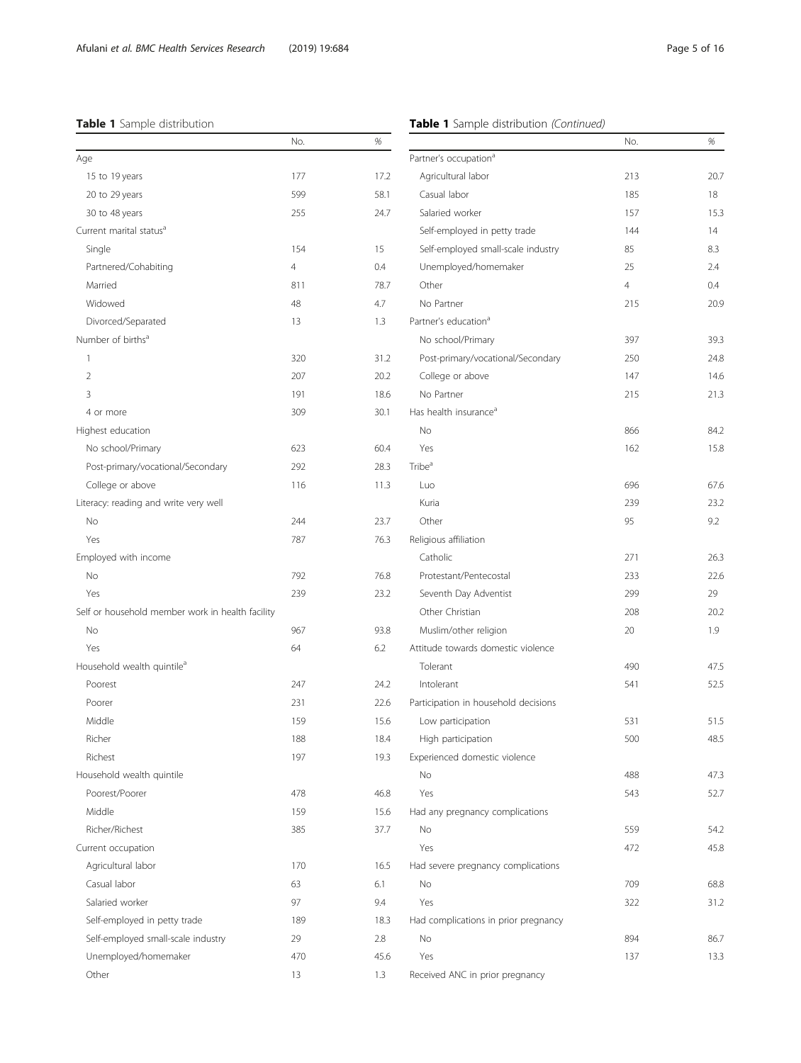**Table 1** Sample distribution

| | No. | % |
|---|---|---|
| Age | | |
| 15 to 19 years | 177 | 17.2 |
| 20 to 29 years | 599 | 58.1 |
| 30 to 48 years | 255 | 24.7 |
| Current marital status[a] | | |
| Single | 154 | 15 |
| Partnered/Cohabiting | 4 | 0.4 |
| Married | 811 | 78.7 |
| Widowed | 48 | 4.7 |
| Divorced/Separated | 13 | 1.3 |
| Number of births[a] | | |
| 1 | 320 | 31.2 |
| 2 | 207 | 20.2 |
| 3 | 191 | 18.6 |
| 4 or more | 309 | 30.1 |
| Highest education | | |
| No school/Primary | 623 | 60.4 |
| Post-primary/vocational/Secondary | 292 | 28.3 |
| College or above | 116 | 11.3 |
| Literacy: reading and write very well | | |
| No | 244 | 23.7 |
| Yes | 787 | 76.3 |
| Employed with income | | |
| No | 792 | 76.8 |
| Yes | 239 | 23.2 |
| Self or household member work in health facility | | |
| No | 967 | 93.8 |
| Yes | 64 | 6.2 |
| Household wealth quintile[a] | | |
| Poorest | 247 | 24.2 |
| Poorer | 231 | 22.6 |
| Middle | 159 | 15.6 |
| Richer | 188 | 18.4 |
| Richest | 197 | 19.3 |
| Household wealth quintile | | |
| Poorest/Poorer | 478 | 46.8 |
| Middle | 159 | 15.6 |
| Richer/Richest | 385 | 37.7 |
| Current occupation | | |
| Agricultural labor | 170 | 16.5 |
| Casual labor | 63 | 6.1 |
| Salaried worker | 97 | 9.4 |
| Self-employed in petty trade | 189 | 18.3 |
| Self-employed small-scale industry | 29 | 2.8 |
| Unemployed/homemaker | 470 | 45.6 |
| Other | 13 | 1.3 |
| Partner's occupation[a] | | |
| Agricultural labor | 213 | 20.7 |
| Casual labor | 185 | 18 |
| Salaried worker | 157 | 15.3 |
| Self-employed in petty trade | 144 | 14 |
| Self-employed small-scale industry | 85 | 8.3 |
| Unemployed/homemaker | 25 | 2.4 |
| Other | 4 | 0.4 |
| No Partner | 215 | 20.9 |
| Partner's education[a] | | |
| No school/Primary | 397 | 39.3 |
| Post-primary/vocational/Secondary | 250 | 24.8 |
| College or above | 147 | 14.6 |
| No Partner | 215 | 21.3 |
| Has health insurance[a] | | |
| No | 866 | 84.2 |
| Yes | 162 | 15.8 |
| Tribe[a] | | |
| Luo | 696 | 67.6 |
| Kuria | 239 | 23.2 |
| Other | 95 | 9.2 |
| Religious affiliation | | |
| Catholic | 271 | 26.3 |
| Protestant/Pentecostal | 233 | 22.6 |
| Seventh Day Adventist | 299 | 29 |
| Other Christian | 208 | 20.2 |
| Muslim/other religion | 20 | 1.9 |
| Attitude towards domestic violence | | |
| Tolerant | 490 | 47.5 |
| Intolerant | 541 | 52.5 |
| Participation in household decisions | | |
| Low participation | 531 | 51.5 |
| High participation | 500 | 48.5 |
| Experienced domestic violence | | |
| No | 488 | 47.3 |
| Yes | 543 | 52.7 |
| Had any pregnancy complications | | |
| No | 559 | 54.2 |
| Yes | 472 | 45.8 |
| Had severe pregnancy complications | | |
| No | 709 | 68.8 |
| Yes | 322 | 31.2 |
| Had complications in prior pregnancy | | |
| No | 894 | 86.7 |
| Yes | 137 | 13.3 |
| Received ANC in prior pregnancy | | |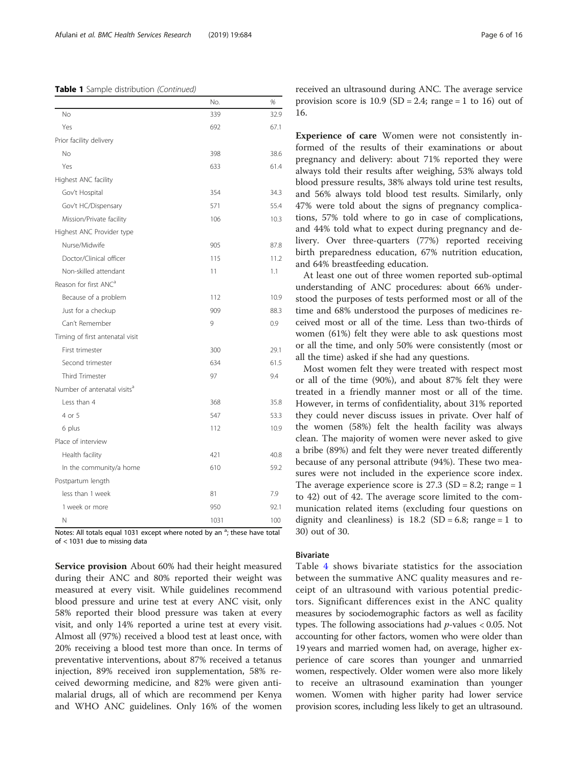**Table 1** Sample distribution *(Continued)*

| | No. | % |
|---|---|---|
| No | 339 | 32.9 |
| Yes | 692 | 67.1 |
| Prior facility delivery | | |
| No | 398 | 38.6 |
| Yes | 633 | 61.4 |
| Highest ANC facility | | |
| Gov't Hospital | 354 | 34.3 |
| Gov't HC/Dispensary | 571 | 55.4 |
| Mission/Private facility | 106 | 10.3 |
| Highest ANC Provider type | | |
| Nurse/Midwife | 905 | 87.8 |
| Doctor/Clinical officer | 115 | 11.2 |
| Non-skilled attendant | 11 | 1.1 |
| Reason for first ANC[a] | | |
| Because of a problem | 112 | 10.9 |
| Just for a checkup | 909 | 88.3 |
| Can't Remember | 9 | 0.9 |
| Timing of first antenatal visit | | |
| First trimester | 300 | 29.1 |
| Second trimester | 634 | 61.5 |
| Third Trimester | 97 | 9.4 |
| Number of antenatal visits[a] | | |
| Less than 4 | 368 | 35.8 |
| 4 or 5 | 547 | 53.3 |
| 6 plus | 112 | 10.9 |
| Place of interview | | |
| Health facility | 421 | 40.8 |
| In the community/a home | 610 | 59.2 |
| Postpartum length | | |
| less than 1 week | 81 | 7.9 |
| 1 week or more | 950 | 92.1 |
| N | 1031 | 100 |

Notes: All totals equal 1031 except where noted by an [a]; these have total of < 1031 due to missing data

**Service provision** About 60% had their height measured during their ANC and 80% reported their weight was measured at every visit. While guidelines recommend blood pressure and urine test at every ANC visit, only 58% reported their blood pressure was taken at every visit, and only 14% reported a urine test at every visit. Almost all (97%) received a blood test at least once, with 20% receiving a blood test more than once. In terms of preventative interventions, about 87% received a tetanus injection, 89% received iron supplementation, 58% received deworming medicine, and 82% were given antimalarial drugs, all of which are recommend per Kenya and WHO ANC guidelines. Only 16% of the women received an ultrasound during ANC. The average service provision score is 10.9 (SD = 2.4; range = 1 to 16) out of 16.

**Experience of care** Women were not consistently informed of the results of their examinations or about pregnancy and delivery: about 71% reported they were always told their results after weighing, 53% always told blood pressure results, 38% always told urine test results, and 56% always told blood test results. Similarly, only 47% were told about the signs of pregnancy complications, 57% told where to go in case of complications, and 44% told what to expect during pregnancy and delivery. Over three-quarters (77%) reported receiving birth preparedness education, 67% nutrition education, and 64% breastfeeding education.

At least one out of three women reported sub-optimal understanding of ANC procedures: about 66% understood the purposes of tests performed most or all of the time and 68% understood the purposes of medicines received most or all of the time. Less than two-thirds of women (61%) felt they were able to ask questions most or all the time, and only 50% were consistently (most or all the time) asked if she had any questions.

Most women felt they were treated with respect most or all of the time (90%), and about 87% felt they were treated in a friendly manner most or all of the time. However, in terms of confidentiality, about 31% reported they could never discuss issues in private. Over half of the women (58%) felt the health facility was always clean. The majority of women were never asked to give a bribe (89%) and felt they were never treated differently because of any personal attribute (94%). These two measures were not included in the experience score index. The average experience score is 27.3 (SD = 8.2; range = 1 to 42) out of 42. The average score limited to the communication related items (excluding four questions on dignity and cleanliness) is 18.2 (SD = 6.8; range = 1 to 30) out of 30.

### Bivariate

Table 4 shows bivariate statistics for the association between the summative ANC quality measures and receipt of an ultrasound with various potential predictors. Significant differences exist in the ANC quality measures by sociodemographic factors as well as facility types. The following associations had $p$-values < 0.05. Not accounting for other factors, women who were older than 19 years and married women had, on average, higher experience of care scores than younger and unmarried women, respectively. Older women were also more likely to receive an ultrasound examination than younger women. Women with higher parity had lower service provision scores, including less likely to get an ultrasound.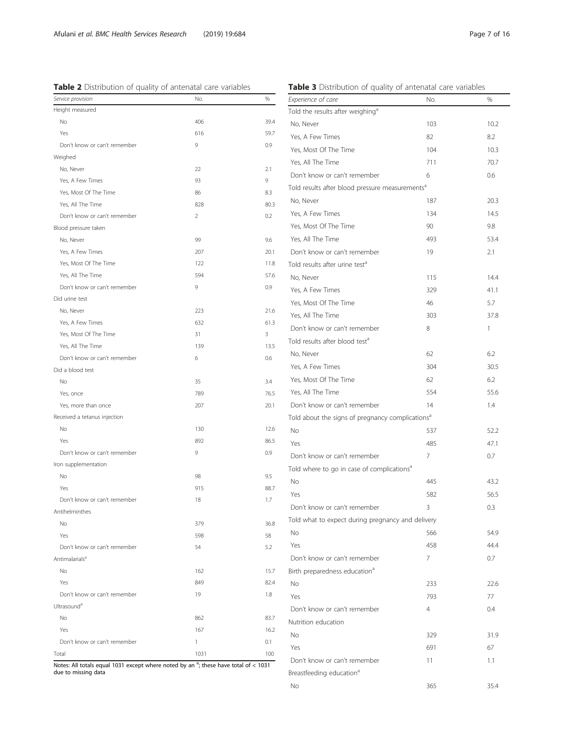**Table 2** Distribution of quality of antenatal care variables

| *Service provision* | No. | % |
|---|---|---|
| Height measured | | |
| No | 406 | 39.4 |
| Yes | 616 | 59.7 |
| Don't know or can't remember | 9 | 0.9 |
| Weighed | | |
| No, Never | 22 | 2.1 |
| Yes, A Few Times | 93 | 9 |
| Yes, Most Of The Time | 86 | 8.3 |
| Yes, All The Time | 828 | 80.3 |
| Don't know or can't remember | 2 | 0.2 |
| Blood pressure taken | | |
| No, Never | 99 | 9.6 |
| Yes, A Few Times | 207 | 20.1 |
| Yes, Most Of The Time | 122 | 11.8 |
| Yes, All The Time | 594 | 57.6 |
| Don't know or can't remember | 9 | 0.9 |
| Did urine test | | |
| No, Never | 223 | 21.6 |
| Yes, A Few Times | 632 | 61.3 |
| Yes, Most Of The Time | 31 | 3 |
| Yes, All The Time | 139 | 13.5 |
| Don't know or can't remember | 6 | 0.6 |
| Did a blood test | | |
| No | 35 | 3.4 |
| Yes, once | 789 | 76.5 |
| Yes, more than once | 207 | 20.1 |
| Received a tetanus injection | | |
| No | 130 | 12.6 |
| Yes | 892 | 86.5 |
| Don't know or can't remember | 9 | 0.9 |
| Iron supplementation | | |
| No | 98 | 9.5 |
| Yes | 915 | 88.7 |
| Don't know or can't remember | 18 | 1.7 |
| Antihelminthes | | |
| No | 379 | 36.8 |
| Yes | 598 | 58 |
| Don't know or can't remember | 54 | 5.2 |
| Antimalarials[a] | | |
| No | 162 | 15.7 |
| Yes | 849 | 82.4 |
| Don't know or can't remember | 19 | 1.8 |
| Ultrasound[a] | | |
| No | 862 | 83.7 |
| Yes | 167 | 16.2 |
| Don't know or can't remember | 1 | 0.1 |
| Total | 1031 | 100 |

Notes: All totals equal 1031 except where noted by an [a]; these have total of < 1031 due to missing data

**Table 3** Distribution of quality of antenatal care variables

| *Experience of care* | No. | % |
|---|---|---|
| Told the results after weighing[a] | | |
| No, Never | 103 | 10.2 |
| Yes, A Few Times | 82 | 8.2 |
| Yes, Most Of The Time | 104 | 10.3 |
| Yes, All The Time | 711 | 70.7 |
| Don't know or can't remember | 6 | 0.6 |
| Told results after blood pressure measurements[a] | | |
| No, Never | 187 | 20.3 |
| Yes, A Few Times | 134 | 14.5 |
| Yes, Most Of The Time | 90 | 9.8 |
| Yes, All The Time | 493 | 53.4 |
| Don't know or can't remember | 19 | 2.1 |
| Told results after urine test[a] | | |
| No, Never | 115 | 14.4 |
| Yes, A Few Times | 329 | 41.1 |
| Yes, Most Of The Time | 46 | 5.7 |
| Yes, All The Time | 303 | 37.8 |
| Don't know or can't remember | 8 | 1 |
| Told results after blood test[a] | | |
| No, Never | 62 | 6.2 |
| Yes, A Few Times | 304 | 30.5 |
| Yes, Most Of The Time | 62 | 6.2 |
| Yes, All The Time | 554 | 55.6 |
| Don't know or can't remember | 14 | 1.4 |
| Told about the signs of pregnancy complications[a] | | |
| No | 537 | 52.2 |
| Yes | 485 | 47.1 |
| Don't know or can't remember | 7 | 0.7 |
| Told where to go in case of complications[a] | | |
| No | 445 | 43.2 |
| Yes | 582 | 56.5 |
| Don't know or can't remember | 3 | 0.3 |
| Told what to expect during pregnancy and delivery | | |
| No | 566 | 54.9 |
| Yes | 458 | 44.4 |
| Don't know or can't remember | 7 | 0.7 |
| Birth preparedness education[a] | | |
| No | 233 | 22.6 |
| Yes | 793 | 77 |
| Don't know or can't remember | 4 | 0.4 |
| Nutrition education | | |
| No | 329 | 31.9 |
| Yes | 691 | 67 |
| Don't know or can't remember | 11 | 1.1 |
| Breastfeeding education[a] | | |
| No | 365 | 35.4 |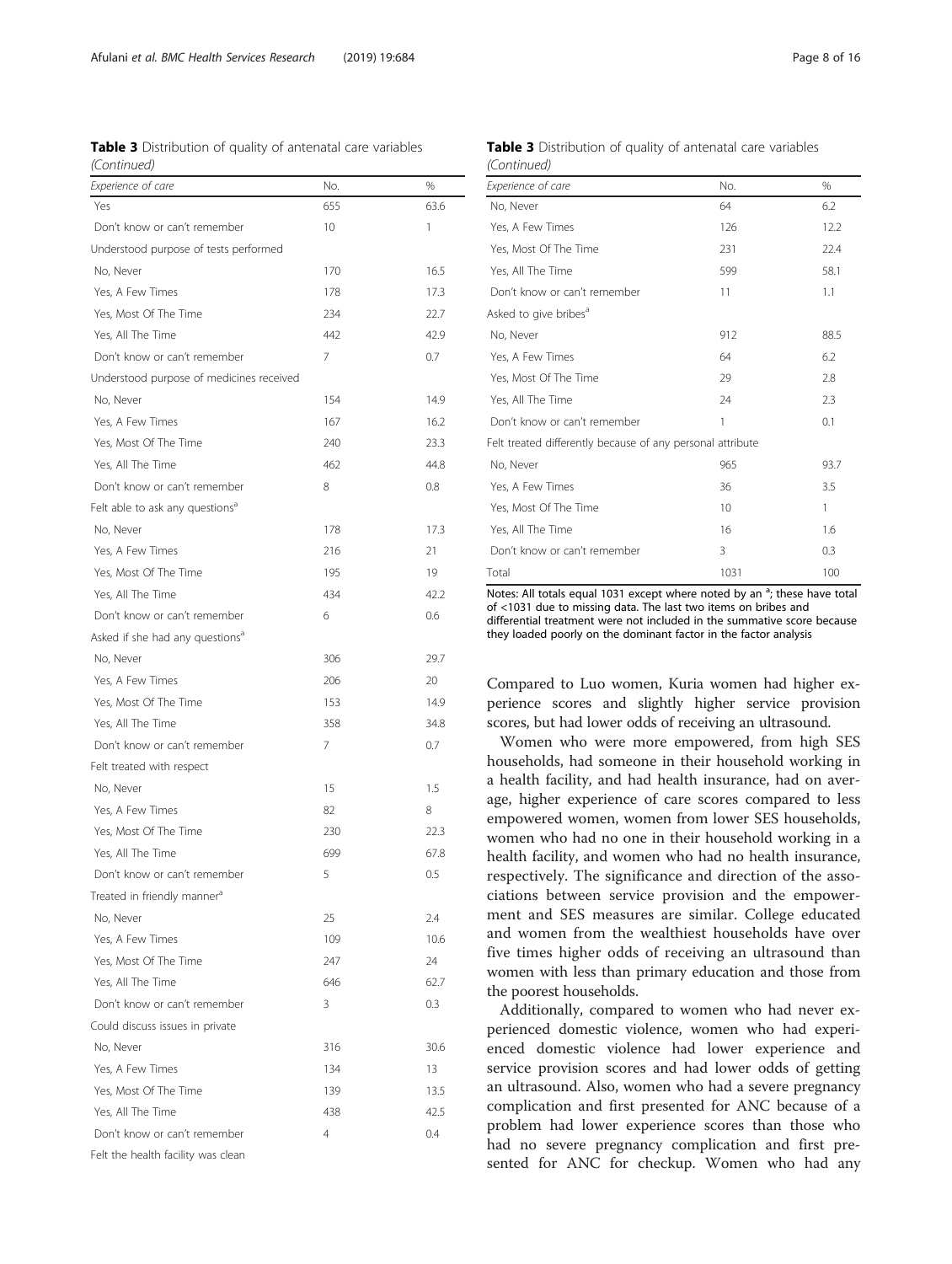**Table 3** Distribution of quality of antenatal care variables *(Continued)*

| *Experience of care* | No. | % |
| --- | --- | --- |
| Yes | 655 | 63.6 |
| Don't know or can't remember | 10 | 1 |
| Understood purpose of tests performed | | |
| No, Never | 170 | 16.5 |
| Yes, A Few Times | 178 | 17.3 |
| Yes, Most Of The Time | 234 | 22.7 |
| Yes, All The Time | 442 | 42.9 |
| Don't know or can't remember | 7 | 0.7 |
| Understood purpose of medicines received | | |
| No, Never | 154 | 14.9 |
| Yes, A Few Times | 167 | 16.2 |
| Yes, Most Of The Time | 240 | 23.3 |
| Yes, All The Time | 462 | 44.8 |
| Don't know or can't remember | 8 | 0.8 |
| Felt able to ask any questions[a] | | |
| No, Never | 178 | 17.3 |
| Yes, A Few Times | 216 | 21 |
| Yes, Most Of The Time | 195 | 19 |
| Yes, All The Time | 434 | 42.2 |
| Don't know or can't remember | 6 | 0.6 |
| Asked if she had any questions[a] | | |
| No, Never | 306 | 29.7 |
| Yes, A Few Times | 206 | 20 |
| Yes, Most Of The Time | 153 | 14.9 |
| Yes, All The Time | 358 | 34.8 |
| Don't know or can't remember | 7 | 0.7 |
| Felt treated with respect | | |
| No, Never | 15 | 1.5 |
| Yes, A Few Times | 82 | 8 |
| Yes, Most Of The Time | 230 | 22.3 |
| Yes, All The Time | 699 | 67.8 |
| Don't know or can't remember | 5 | 0.5 |
| Treated in friendly manner[a] | | |
| No, Never | 25 | 2.4 |
| Yes, A Few Times | 109 | 10.6 |
| Yes, Most Of The Time | 247 | 24 |
| Yes, All The Time | 646 | 62.7 |
| Don't know or can't remember | 3 | 0.3 |
| Could discuss issues in private | | |
| No, Never | 316 | 30.6 |
| Yes, A Few Times | 134 | 13 |
| Yes, Most Of The Time | 139 | 13.5 |
| Yes, All The Time | 438 | 42.5 |
| Don't know or can't remember | 4 | 0.4 |
| Felt the health facility was clean | | |
| No, Never | 64 | 6.2 |
| Yes, A Few Times | 126 | 12.2 |
| Yes, Most Of The Time | 231 | 22.4 |
| Yes, All The Time | 599 | 58.1 |
| Don't know or can't remember | 11 | 1.1 |
| Asked to give bribes[a] | | |
| No, Never | 912 | 88.5 |
| Yes, A Few Times | 64 | 6.2 |
| Yes, Most Of The Time | 29 | 2.8 |
| Yes, All The Time | 24 | 2.3 |
| Don't know or can't remember | 1 | 0.1 |
| Felt treated differently because of any personal attribute | | |
| No, Never | 965 | 93.7 |
| Yes, A Few Times | 36 | 3.5 |
| Yes, Most Of The Time | 10 | 1 |
| Yes, All The Time | 16 | 1.6 |
| Don't know or can't remember | 3 | 0.3 |
| Total | 1031 | 100 |

Notes: All totals equal 1031 except where noted by an [a]; these have total of <1031 due to missing data. The last two items on bribes and differential treatment were not included in the summative score because they loaded poorly on the dominant factor in the factor analysis

Compared to Luo women, Kuria women had higher experience scores and slightly higher service provision scores, but had lower odds of receiving an ultrasound.

Women who were more empowered, from high SES households, had someone in their household working in a health facility, and had health insurance, had on average, higher experience of care scores compared to less empowered women, women from lower SES households, women who had no one in their household working in a health facility, and women who had no health insurance, respectively. The significance and direction of the associations between service provision and the empowerment and SES measures are similar. College educated and women from the wealthiest households have over five times higher odds of receiving an ultrasound than women with less than primary education and those from the poorest households.

Additionally, compared to women who had never experienced domestic violence, women who had experienced domestic violence had lower experience and service provision scores and had lower odds of getting an ultrasound. Also, women who had a severe pregnancy complication and first presented for ANC because of a problem had lower experience scores than those who had no severe pregnancy complication and first presented for ANC for checkup. Women who had any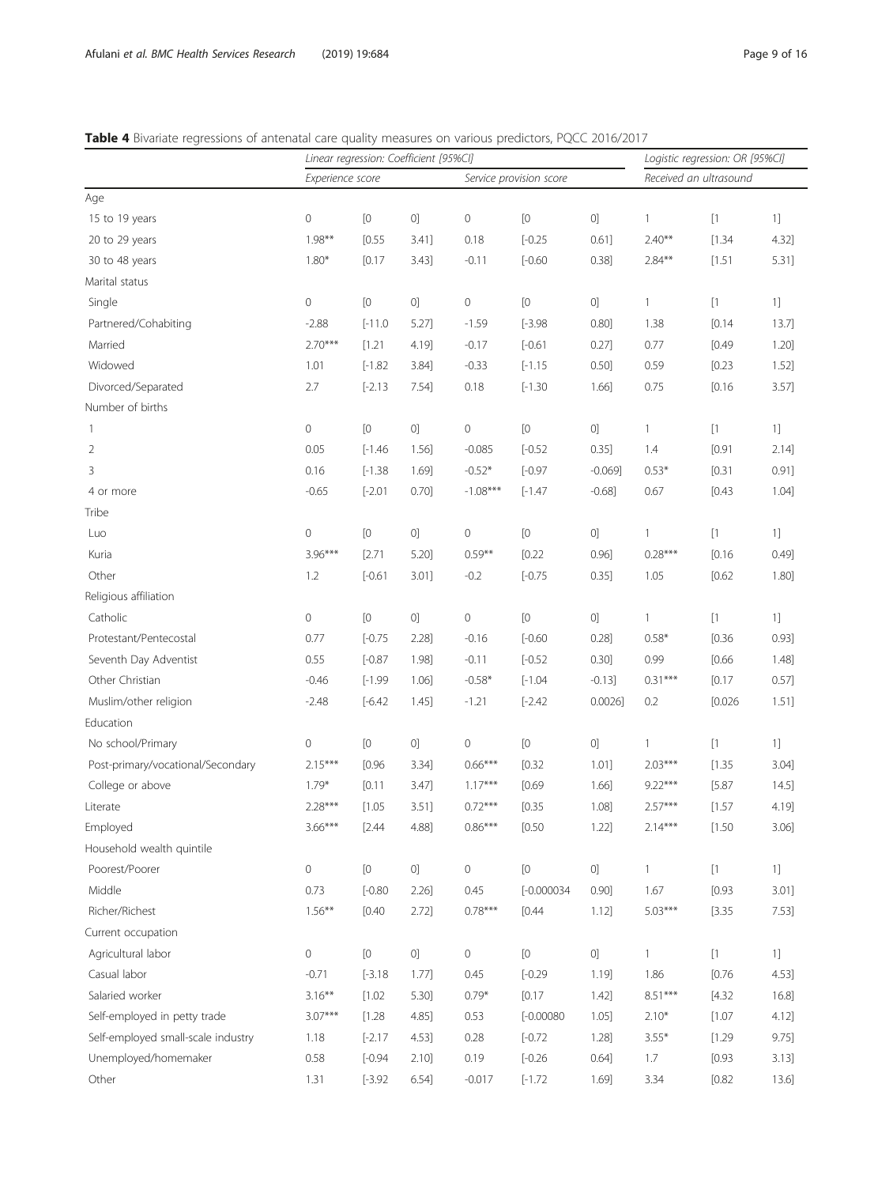**Table 4** Bivariate regressions of antenatal care quality measures on various predictors, PQCC 2016/2017

| | Linear regression: Coefficient [95%CI] | | | | | | Logistic regression: OR [95%CI] | | |
|---|---|---|---|---|---|---|---|---|---|
| | Experience score | | | Service provision score | | | Received an ultrasound | | |
| Age | | | | | | | | | |
| 15 to 19 years | 0 | [0 | 0] | 0 | [0 | 0] | 1 | [1 | 1] |
| 20 to 29 years | 1.98** | [0.55 | 3.41] | 0.18 | [-0.25 | 0.61] | 2.40** | [1.34 | 4.32] |
| 30 to 48 years | 1.80* | [0.17 | 3.43] | -0.11 | [-0.60 | 0.38] | 2.84** | [1.51 | 5.31] |
| Marital status | | | | | | | | | |
| Single | 0 | [0 | 0] | 0 | [0 | 0] | 1 | [1 | 1] |
| Partnered/Cohabiting | -2.88 | [-11.0 | 5.27] | -1.59 | [-3.98 | 0.80] | 1.38 | [0.14 | 13.7] |
| Married | 2.70*** | [1.21 | 4.19] | -0.17 | [-0.61 | 0.27] | 0.77 | [0.49 | 1.20] |
| Widowed | 1.01 | [-1.82 | 3.84] | -0.33 | [-1.15 | 0.50] | 0.59 | [0.23 | 1.52] |
| Divorced/Separated | 2.7 | [-2.13 | 7.54] | 0.18 | [-1.30 | 1.66] | 0.75 | [0.16 | 3.57] |
| Number of births | | | | | | | | | |
| 1 | 0 | [0 | 0] | 0 | [0 | 0] | 1 | [1 | 1] |
| 2 | 0.05 | [-1.46 | 1.56] | -0.085 | [-0.52 | 0.35] | 1.4 | [0.91 | 2.14] |
| 3 | 0.16 | [-1.38 | 1.69] | -0.52* | [-0.97 | -0.069] | 0.53* | [0.31 | 0.91] |
| 4 or more | -0.65 | [-2.01 | 0.70] | -1.08*** | [-1.47 | -0.68] | 0.67 | [0.43 | 1.04] |
| Tribe | | | | | | | | | |
| Luo | 0 | [0 | 0] | 0 | [0 | 0] | 1 | [1 | 1] |
| Kuria | 3.96*** | [2.71 | 5.20] | 0.59** | [0.22 | 0.96] | 0.28*** | [0.16 | 0.49] |
| Other | 1.2 | [-0.61 | 3.01] | -0.2 | [-0.75 | 0.35] | 1.05 | [0.62 | 1.80] |
| Religious affiliation | | | | | | | | | |
| Catholic | 0 | [0 | 0] | 0 | [0 | 0] | 1 | [1 | 1] |
| Protestant/Pentecostal | 0.77 | [-0.75 | 2.28] | -0.16 | [-0.60 | 0.28] | 0.58* | [0.36 | 0.93] |
| Seventh Day Adventist | 0.55 | [-0.87 | 1.98] | -0.11 | [-0.52 | 0.30] | 0.99 | [0.66 | 1.48] |
| Other Christian | -0.46 | [-1.99 | 1.06] | -0.58* | [-1.04 | -0.13] | 0.31*** | [0.17 | 0.57] |
| Muslim/other religion | -2.48 | [-6.42 | 1.45] | -1.21 | [-2.42 | 0.0026] | 0.2 | [0.026 | 1.51] |
| Education | | | | | | | | | |
| No school/Primary | 0 | [0 | 0] | 0 | [0 | 0] | 1 | [1 | 1] |
| Post-primary/vocational/Secondary | 2.15*** | [0.96 | 3.34] | 0.66*** | [0.32 | 1.01] | 2.03*** | [1.35 | 3.04] |
| College or above | 1.79* | [0.11 | 3.47] | 1.17*** | [0.69 | 1.66] | 9.22*** | [5.87 | 14.5] |
| Literate | 2.28*** | [1.05 | 3.51] | 0.72*** | [0.35 | 1.08] | 2.57*** | [1.57 | 4.19] |
| Employed | 3.66*** | [2.44 | 4.88] | 0.86*** | [0.50 | 1.22] | 2.14*** | [1.50 | 3.06] |
| Household wealth quintile | | | | | | | | | |
| Poorest/Poorer | 0 | [0 | 0] | 0 | [0 | 0] | 1 | [1 | 1] |
| Middle | 0.73 | [-0.80 | 2.26] | 0.45 | [-0.000034 | 0.90] | 1.67 | [0.93 | 3.01] |
| Richer/Richest | 1.56** | [0.40 | 2.72] | 0.78*** | [0.44 | 1.12] | 5.03*** | [3.35 | 7.53] |
| Current occupation | | | | | | | | | |
| Agricultural labor | 0 | [0 | 0] | 0 | [0 | 0] | 1 | [1 | 1] |
| Casual labor | -0.71 | [-3.18 | 1.77] | 0.45 | [-0.29 | 1.19] | 1.86 | [0.76 | 4.53] |
| Salaried worker | 3.16** | [1.02 | 5.30] | 0.79* | [0.17 | 1.42] | 8.51*** | [4.32 | 16.8] |
| Self-employed in petty trade | 3.07*** | [1.28 | 4.85] | 0.53 | [-0.00080 | 1.05] | 2.10* | [1.07 | 4.12] |
| Self-employed small-scale industry | 1.18 | [-2.17 | 4.53] | 0.28 | [-0.72 | 1.28] | 3.55* | [1.29 | 9.75] |
| Unemployed/homemaker | 0.58 | [-0.94 | 2.10] | 0.19 | [-0.26 | 0.64] | 1.7 | [0.93 | 3.13] |
| Other | 1.31 | [-3.92 | 6.54] | -0.017 | [-1.72 | 1.69] | 3.34 | [0.82 | 13.6] |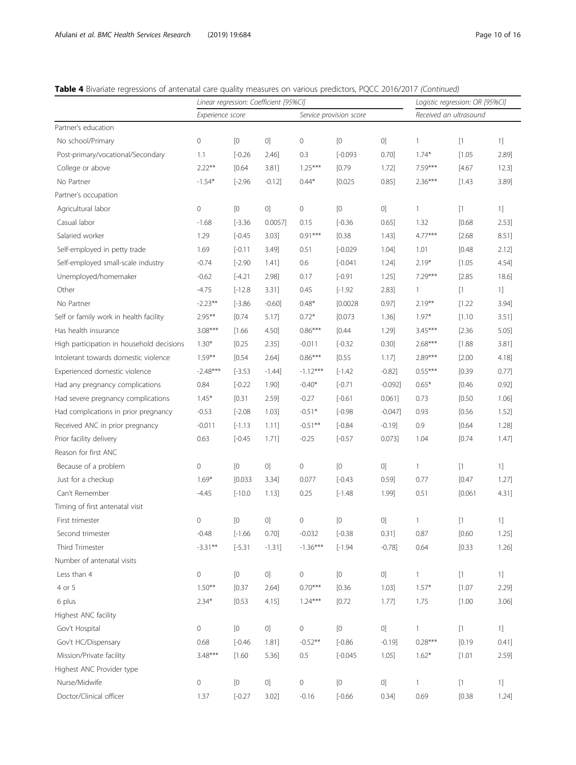**Table 4** Bivariate regressions of antenatal care quality measures on various predictors, PQCC 2016/2017 *(Continued)*

| | *Linear regression: Coefficient [95%CI]* | | | | | | *Logistic regression: OR [95%CI]* | | |
|---|---|---|---|---|---|---|---|---|---|
| | *Experience score* | | | *Service provision score* | | | *Received an ultrasound* | | |
| Partner's education | | | | | | | | | |
| No school/Primary | 0 | [0 | 0] | 0 | [0 | 0] | 1 | [1 | 1] |
| Post-primary/vocational/Secondary | 1.1 | [-0.26 | 2.46] | 0.3 | [-0.093 | 0.70] | 1.74* | [1.05 | 2.89] |
| College or above | 2.22** | [0.64 | 3.81] | 1.25*** | [0.79 | 1.72] | 7.59*** | [4.67 | 12.3] |
| No Partner | -1.54* | [-2.96 | -0.12] | 0.44* | [0.025 | 0.85] | 2.36*** | [1.43 | 3.89] |
| Partner's occupation | | | | | | | | | |
| Agricultural labor | 0 | [0 | 0] | 0 | [0 | 0] | 1 | [1 | 1] |
| Casual labor | -1.68 | [-3.36 | 0.0057] | 0.15 | [-0.36 | 0.65] | 1.32 | [0.68 | 2.53] |
| Salaried worker | 1.29 | [-0.45 | 3.03] | 0.91*** | [0.38 | 1.43] | 4.77*** | [2.68 | 8.51] |
| Self-employed in petty trade | 1.69 | [-0.11 | 3.49] | 0.51 | [-0.029 | 1.04] | 1.01 | [0.48 | 2.12] |
| Self-employed small-scale industry | -0.74 | [-2.90 | 1.41] | 0.6 | [-0.041 | 1.24] | 2.19* | [1.05 | 4.54] |
| Unemployed/homemaker | -0.62 | [-4.21 | 2.98] | 0.17 | [-0.91 | 1.25] | 7.29*** | [2.85 | 18.6] |
| Other | -4.75 | [-12.8 | 3.31] | 0.45 | [-1.92 | 2.83] | 1 | [1 | 1] |
| No Partner | -2.23** | [-3.86 | -0.60] | 0.48* | [0.0028 | 0.97] | 2.19** | [1.22 | 3.94] |
| Self or family work in health facility | 2.95** | [0.74 | 5.17] | 0.72* | [0.073 | 1.36] | 1.97* | [1.10 | 3.51] |
| Has health insurance | 3.08*** | [1.66 | 4.50] | 0.86*** | [0.44 | 1.29] | 3.45*** | [2.36 | 5.05] |
| High participation in household decisions | 1.30* | [0.25 | 2.35] | -0.011 | [-0.32 | 0.30] | 2.68*** | [1.88 | 3.81] |
| Intolerant towards domestic violence | 1.59** | [0.54 | 2.64] | 0.86*** | [0.55 | 1.17] | 2.89*** | [2.00 | 4.18] |
| Experienced domestic violence | -2.48*** | [-3.53 | -1.44] | -1.12*** | [-1.42 | -0.82] | 0.55*** | [0.39 | 0.77] |
| Had any pregnancy complications | 0.84 | [-0.22 | 1.90] | -0.40* | [-0.71 | -0.092] | 0.65* | [0.46 | 0.92] |
| Had severe pregnancy complications | 1.45* | [0.31 | 2.59] | -0.27 | [-0.61 | 0.061] | 0.73 | [0.50 | 1.06] |
| Had complications in prior pregnancy | -0.53 | [-2.08 | 1.03] | -0.51* | [-0.98 | -0.047] | 0.93 | [0.56 | 1.52] |
| Received ANC in prior pregnancy | -0.011 | [-1.13 | 1.11] | -0.51** | [-0.84 | -0.19] | 0.9 | [0.64 | 1.28] |
| Prior facility delivery | 0.63 | [-0.45 | 1.71] | -0.25 | [-0.57 | 0.073] | 1.04 | [0.74 | 1.47] |
| Reason for first ANC | | | | | | | | | |
| Because of a problem | 0 | [0 | 0] | 0 | [0 | 0] | 1 | [1 | 1] |
| Just for a checkup | 1.69* | [0.033 | 3.34] | 0.077 | [-0.43 | 0.59] | 0.77 | [0.47 | 1.27] |
| Can't Remember | -4.45 | [-10.0 | 1.13] | 0.25 | [-1.48 | 1.99] | 0.51 | [0.061 | 4.31] |
| Timing of first antenatal visit | | | | | | | | | |
| First trimester | 0 | [0 | 0] | 0 | [0 | 0] | 1 | [1 | 1] |
| Second trimester | -0.48 | [-1.66 | 0.70] | -0.032 | [-0.38 | 0.31] | 0.87 | [0.60 | 1.25] |
| Third Trimester | -3.31** | [-5.31 | -1.31] | -1.36*** | [-1.94 | -0.78] | 0.64 | [0.33 | 1.26] |
| Number of antenatal visits | | | | | | | | | |
| Less than 4 | 0 | [0 | 0] | 0 | [0 | 0] | 1 | [1 | 1] |
| 4 or 5 | 1.50** | [0.37 | 2.64] | 0.70*** | [0.36 | 1.03] | 1.57* | [1.07 | 2.29] |
| 6 plus | 2.34* | [0.53 | 4.15] | 1.24*** | [0.72 | 1.77] | 1.75 | [1.00 | 3.06] |
| Highest ANC facility | | | | | | | | | |
| Gov't Hospital | 0 | [0 | 0] | 0 | [0 | 0] | 1 | [1 | 1] |
| Gov't HC/Dispensary | 0.68 | [-0.46 | 1.81] | -0.52** | [-0.86 | -0.19] | 0.28*** | [0.19 | 0.41] |
| Mission/Private facility | 3.48*** | [1.60 | 5.36] | 0.5 | [-0.045 | 1.05] | 1.62* | [1.01 | 2.59] |
| Highest ANC Provider type | | | | | | | | | |
| Nurse/Midwife | 0 | [0 | 0] | 0 | [0 | 0] | 1 | [1 | 1] |
| Doctor/Clinical officer | 1.37 | [-0.27 | 3.02] | -0.16 | [-0.66 | 0.34] | 0.69 | [0.38 | 1.24] |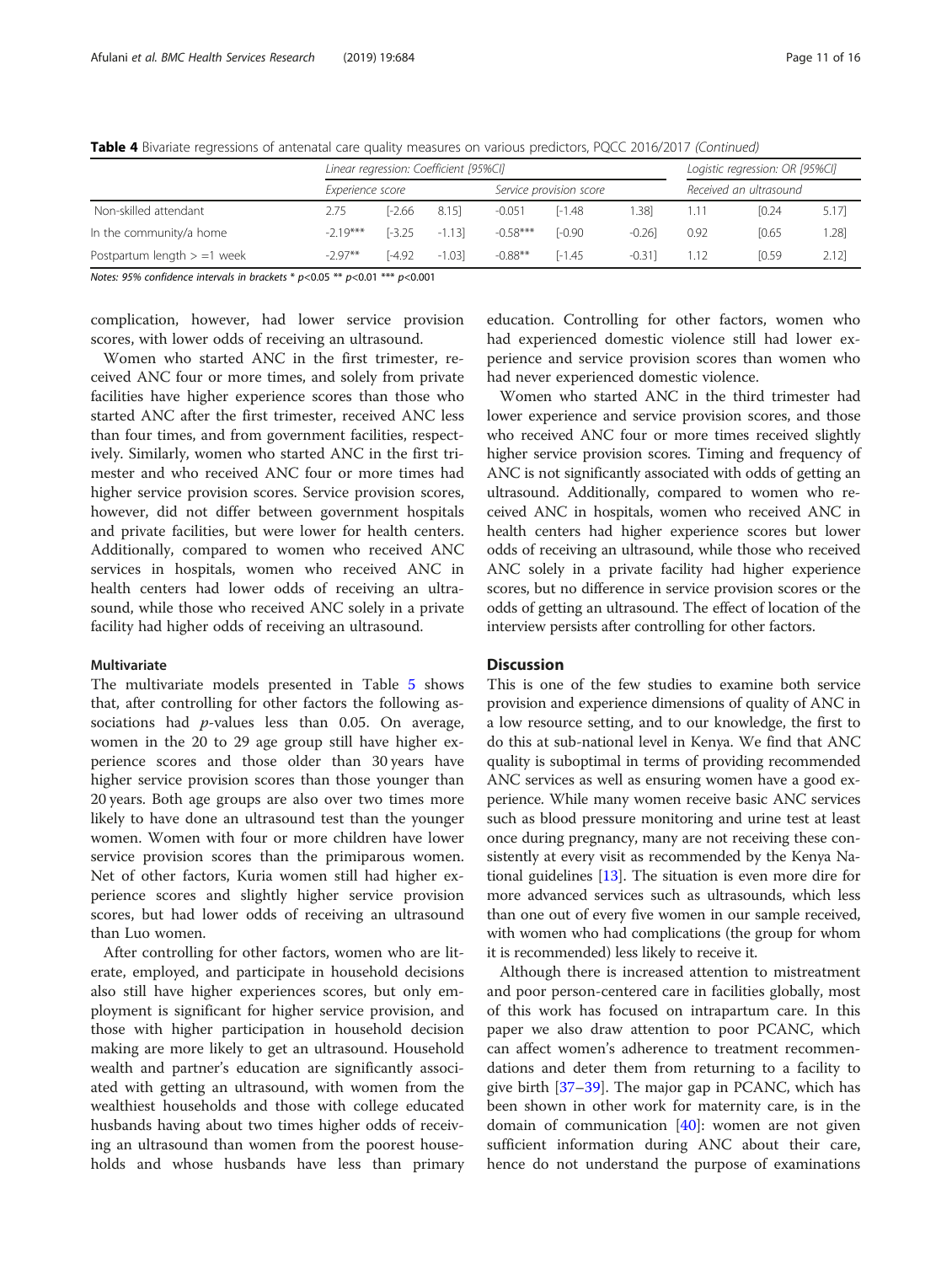**Table 4** Bivariate regressions of antenatal care quality measures on various predictors, PQCC 2016/2017 *(Continued)*

| | *Linear regression: Coefficient [95%CI]* | | | | | | *Logistic regression: OR [95%CI]* | | |
|---|---|---|---|---|---|---|---|---|---|
| | *Experience score* | | | *Service provision score* | | | *Received an ultrasound* | | |
| Non-skilled attendant | 2.75 | [-2.66 | 8.15] | -0.051 | [-1.48 | 1.38] | 1.11 | [0.24 | 5.17] |
| In the community/a home | -2.19*** | [-3.25 | -1.13] | -0.58*** | [-0.90 | -0.26] | 0.92 | [0.65 | 1.28] |
| Postpartum length > =1 week | -2.97** | [-4.92 | -1.03] | -0.88** | [-1.45 | -0.31] | 1.12 | [0.59 | 2.12] |

*Notes: 95% confidence intervals in brackets * $p<0.05$ ** $p<0.01$ *** $p<0.001$*

complication, however, had lower service provision scores, with lower odds of receiving an ultrasound.

Women who started ANC in the first trimester, received ANC four or more times, and solely from private facilities have higher experience scores than those who started ANC after the first trimester, received ANC less than four times, and from government facilities, respectively. Similarly, women who started ANC in the first trimester and who received ANC four or more times had higher service provision scores. Service provision scores, however, did not differ between government hospitals and private facilities, but were lower for health centers. Additionally, compared to women who received ANC services in hospitals, women who received ANC in health centers had lower odds of receiving an ultrasound, while those who received ANC solely in a private facility had higher odds of receiving an ultrasound.

### Multivariate

The multivariate models presented in Table 5 shows that, after controlling for other factors the following associations had *p*-values less than 0.05. On average, women in the 20 to 29 age group still have higher experience scores and those older than 30 years have higher service provision scores than those younger than 20 years. Both age groups are also over two times more likely to have done an ultrasound test than the younger women. Women with four or more children have lower service provision scores than the primiparous women. Net of other factors, Kuria women still had higher experience scores and slightly higher service provision scores, but had lower odds of receiving an ultrasound than Luo women.

After controlling for other factors, women who are literate, employed, and participate in household decisions also still have higher experiences scores, but only employment is significant for higher service provision, and those with higher participation in household decision making are more likely to get an ultrasound. Household wealth and partner's education are significantly associated with getting an ultrasound, with women from the wealthiest households and those with college educated husbands having about two times higher odds of receiving an ultrasound than women from the poorest households and whose husbands have less than primary education. Controlling for other factors, women who had experienced domestic violence still had lower experience and service provision scores than women who had never experienced domestic violence.

Women who started ANC in the third trimester had lower experience and service provision scores, and those who received ANC four or more times received slightly higher service provision scores. Timing and frequency of ANC is not significantly associated with odds of getting an ultrasound. Additionally, compared to women who received ANC in hospitals, women who received ANC in health centers had higher experience scores but lower odds of receiving an ultrasound, while those who received ANC solely in a private facility had higher experience scores, but no difference in service provision scores or the odds of getting an ultrasound. The effect of location of the interview persists after controlling for other factors.

## Discussion

This is one of the few studies to examine both service provision and experience dimensions of quality of ANC in a low resource setting, and to our knowledge, the first to do this at sub-national level in Kenya. We find that ANC quality is suboptimal in terms of providing recommended ANC services as well as ensuring women have a good experience. While many women receive basic ANC services such as blood pressure monitoring and urine test at least once during pregnancy, many are not receiving these consistently at every visit as recommended by the Kenya National guidelines [13]. The situation is even more dire for more advanced services such as ultrasounds, which less than one out of every five women in our sample received, with women who had complications (the group for whom it is recommended) less likely to receive it.

Although there is increased attention to mistreatment and poor person-centered care in facilities globally, most of this work has focused on intrapartum care. In this paper we also draw attention to poor PCANC, which can affect women's adherence to treatment recommendations and deter them from returning to a facility to give birth [37–39]. The major gap in PCANC, which has been shown in other work for maternity care, is in the domain of communication [40]: women are not given sufficient information during ANC about their care, hence do not understand the purpose of examinations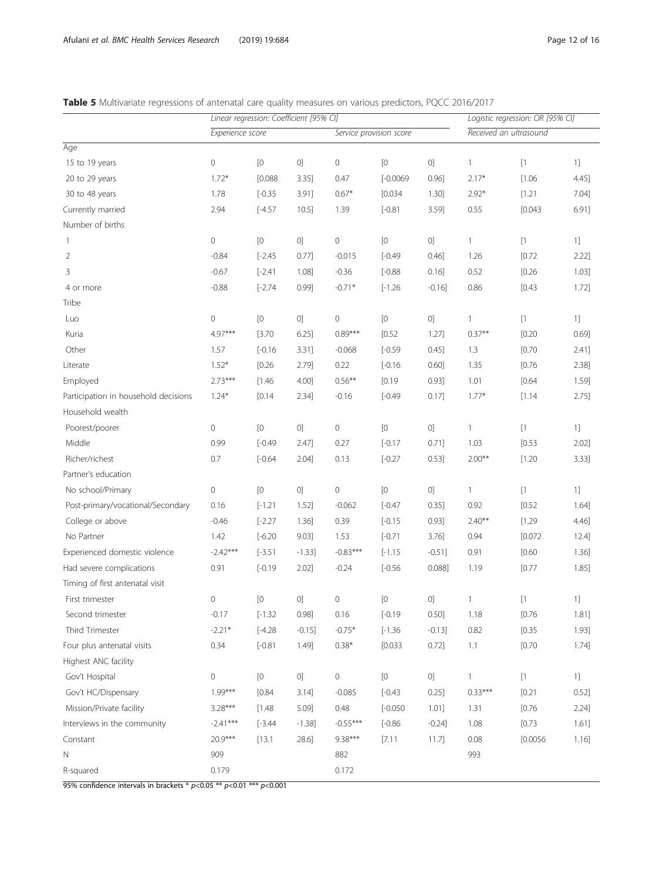**Table 5** Multivariate regressions of antenatal care quality measures on various predictors, PQCC 2016/2017

| | *Linear regression: Coefficient [95% CI]* | | | | | | *Logistic regression: OR [95% CI]* | | |
|---|---|---|---|---|---|---|---|---|---|
| | *Experience score* | | | *Service provision score* | | | *Received an ultrasound* | | |
| Age | | | | | | | | | |
| 15 to 19 years | 0 | [0 | 0] | 0 | [0 | 0] | 1 | [1 | 1] |
| 20 to 29 years | 1.72* | [0.088 | 3.35] | 0.47 | [-0.0069 | 0.96] | 2.17* | [1.06 | 4.45] |
| 30 to 48 years | 1.78 | [-0.35 | 3.91] | 0.67* | [0.034 | 1.30] | 2.92* | [1.21 | 7.04] |
| Currently married | 2.94 | [-4.57 | 10.5] | 1.39 | [-0.81 | 3.59] | 0.55 | [0.043 | 6.91] |
| Number of births | | | | | | | | | |
| 1 | 0 | [0 | 0] | 0 | [0 | 0] | 1 | [1 | 1] |
| 2 | -0.84 | [-2.45 | 0.77] | -0.015 | [-0.49 | 0.46] | 1.26 | [0.72 | 2.22] |
| 3 | -0.67 | [-2.41 | 1.08] | -0.36 | [-0.88 | 0.16] | 0.52 | [0.26 | 1.03] |
| 4 or more | -0.88 | [-2.74 | 0.99] | -0.71* | [-1.26 | -0.16] | 0.86 | [0.43 | 1.72] |
| Tribe | | | | | | | | | |
| Luo | 0 | [0 | 0] | 0 | [0 | 0] | 1 | [1 | 1] |
| Kuria | 4.97*** | [3.70 | 6.25] | 0.89*** | [0.52 | 1.27] | 0.37** | [0.20 | 0.69] |
| Other | 1.57 | [-0.16 | 3.31] | -0.068 | [-0.59 | 0.45] | 1.3 | [0.70 | 2.41] |
| Literate | 1.52* | [0.26 | 2.79] | 0.22 | [-0.16 | 0.60] | 1.35 | [0.76 | 2.38] |
| Employed | 2.73*** | [1.46 | 4.00] | 0.56** | [0.19 | 0.93] | 1.01 | [0.64 | 1.59] |
| Participation in household decisions | 1.24* | [0.14 | 2.34] | -0.16 | [-0.49 | 0.17] | 1.77* | [1.14 | 2.75] |
| Household wealth | | | | | | | | | |
| Poorest/poorer | 0 | [0 | 0] | 0 | [0 | 0] | 1 | [1 | 1] |
| Middle | 0.99 | [-0.49 | 2.47] | 0.27 | [-0.17 | 0.71] | 1.03 | [0.53 | 2.02] |
| Richer/richest | 0.7 | [-0.64 | 2.04] | 0.13 | [-0.27 | 0.53] | 2.00** | [1.20 | 3.33] |
| Partner's education | | | | | | | | | |
| No school/Primary | 0 | [0 | 0] | 0 | [0 | 0] | 1 | [1 | 1] |
| Post-primary/vocational/Secondary | 0.16 | [-1.21 | 1.52] | -0.062 | [-0.47 | 0.35] | 0.92 | [0.52 | 1.64] |
| College or above | -0.46 | [-2.27 | 1.36] | 0.39 | [-0.15 | 0.93] | 2.40** | [1.29 | 4.46] |
| No Partner | 1.42 | [-6.20 | 9.03] | 1.53 | [-0.71 | 3.76] | 0.94 | [0.072 | 12.4] |
| Experienced domestic violence | -2.42*** | [-3.51 | -1.33] | -0.83*** | [-1.15 | -0.51] | 0.91 | [0.60 | 1.36] |
| Had severe complications | 0.91 | [-0.19 | 2.02] | -0.24 | [-0.56 | 0.088] | 1.19 | [0.77 | 1.85] |
| Timing of first antenatal visit | | | | | | | | | |
| First trimester | 0 | [0 | 0] | 0 | [0 | 0] | 1 | [1 | 1] |
| Second trimester | -0.17 | [-1.32 | 0.98] | 0.16 | [-0.19 | 0.50] | 1.18 | [0.76 | 1.81] |
| Third Trimester | -2.21* | [-4.28 | -0.15] | -0.75* | [-1.36 | -0.13] | 0.82 | [0.35 | 1.93] |
| Four plus antenatal visits | 0.34 | [-0.81 | 1.49] | 0.38* | [0.033 | 0.72] | 1.1 | [0.70 | 1.74] |
| Highest ANC facility | | | | | | | | | |
| Gov't Hospital | 0 | [0 | 0] | 0 | [0 | 0] | 1 | [1 | 1] |
| Gov't HC/Dispensary | 1.99*** | [0.84 | 3.14] | -0.085 | [-0.43 | 0.25] | 0.33*** | [0.21 | 0.52] |
| Mission/Private facility | 3.28*** | [1.48 | 5.09] | 0.48 | [-0.050 | 1.01] | 1.31 | [0.76 | 2.24] |
| Interviews in the community | -2.41*** | [-3.44 | -1.38] | -0.55*** | [-0.86 | -0.24] | 1.08 | [0.73 | 1.61] |
| Constant | 20.9*** | [13.1 | 28.6] | 9.38*** | [7.11 | 11.7] | 0.08 | [0.0056 | 1.16] |
| N | 909 | | | 882 | | | 993 | | |
| R-squared | 0.179 | | | 0.172 | | | | | |

95% confidence intervals in brackets * $p<0.05$ ** $p<0.01$ *** $p<0.001$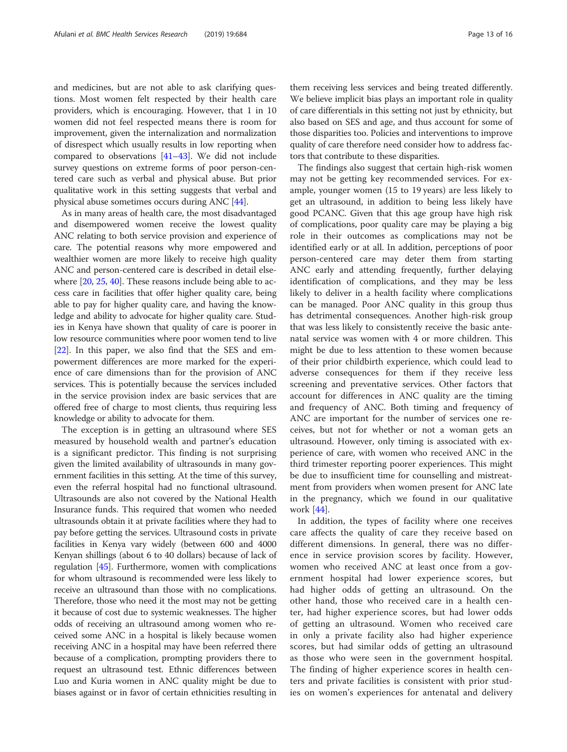and medicines, but are not able to ask clarifying questions. Most women felt respected by their health care providers, which is encouraging. However, that 1 in 10 women did not feel respected means there is room for improvement, given the internalization and normalization of disrespect which usually results in low reporting when compared to observations [41–43]. We did not include survey questions on extreme forms of poor person-centered care such as verbal and physical abuse. But prior qualitative work in this setting suggests that verbal and physical abuse sometimes occurs during ANC [44].

As in many areas of health care, the most disadvantaged and disempowered women receive the lowest quality ANC relating to both service provision and experience of care. The potential reasons why more empowered and wealthier women are more likely to receive high quality ANC and person-centered care is described in detail elsewhere [20, 25, 40]. These reasons include being able to access care in facilities that offer higher quality care, being able to pay for higher quality care, and having the knowledge and ability to advocate for higher quality care. Studies in Kenya have shown that quality of care is poorer in low resource communities where poor women tend to live [22]. In this paper, we also find that the SES and empowerment differences are more marked for the experience of care dimensions than for the provision of ANC services. This is potentially because the services included in the service provision index are basic services that are offered free of charge to most clients, thus requiring less knowledge or ability to advocate for them.

The exception is in getting an ultrasound where SES measured by household wealth and partner's education is a significant predictor. This finding is not surprising given the limited availability of ultrasounds in many government facilities in this setting. At the time of this survey, even the referral hospital had no functional ultrasound. Ultrasounds are also not covered by the National Health Insurance funds. This required that women who needed ultrasounds obtain it at private facilities where they had to pay before getting the services. Ultrasound costs in private facilities in Kenya vary widely (between 600 and 4000 Kenyan shillings (about 6 to 40 dollars) because of lack of regulation [45]. Furthermore, women with complications for whom ultrasound is recommended were less likely to receive an ultrasound than those with no complications. Therefore, those who need it the most may not be getting it because of cost due to systemic weaknesses. The higher odds of receiving an ultrasound among women who received some ANC in a hospital is likely because women receiving ANC in a hospital may have been referred there because of a complication, prompting providers there to request an ultrasound test. Ethnic differences between Luo and Kuria women in ANC quality might be due to biases against or in favor of certain ethnicities resulting in them receiving less services and being treated differently. We believe implicit bias plays an important role in quality of care differentials in this setting not just by ethnicity, but also based on SES and age, and thus account for some of those disparities too. Policies and interventions to improve quality of care therefore need consider how to address factors that contribute to these disparities.

The findings also suggest that certain high-risk women may not be getting key recommended services. For example, younger women (15 to 19 years) are less likely to get an ultrasound, in addition to being less likely have good PCANC. Given that this age group have high risk of complications, poor quality care may be playing a big role in their outcomes as complications may not be identified early or at all. In addition, perceptions of poor person-centered care may deter them from starting ANC early and attending frequently, further delaying identification of complications, and they may be less likely to deliver in a health facility where complications can be managed. Poor ANC quality in this group thus has detrimental consequences. Another high-risk group that was less likely to consistently receive the basic antenatal service was women with 4 or more children. This might be due to less attention to these women because of their prior childbirth experience, which could lead to adverse consequences for them if they receive less screening and preventative services. Other factors that account for differences in ANC quality are the timing and frequency of ANC. Both timing and frequency of ANC are important for the number of services one receives, but not for whether or not a woman gets an ultrasound. However, only timing is associated with experience of care, with women who received ANC in the third trimester reporting poorer experiences. This might be due to insufficient time for counselling and mistreatment from providers when women present for ANC late in the pregnancy, which we found in our qualitative work [44].

In addition, the types of facility where one receives care affects the quality of care they receive based on different dimensions. In general, there was no difference in service provision scores by facility. However, women who received ANC at least once from a government hospital had lower experience scores, but had higher odds of getting an ultrasound. On the other hand, those who received care in a health center, had higher experience scores, but had lower odds of getting an ultrasound. Women who received care in only a private facility also had higher experience scores, but had similar odds of getting an ultrasound as those who were seen in the government hospital. The finding of higher experience scores in health centers and private facilities is consistent with prior studies on women's experiences for antenatal and delivery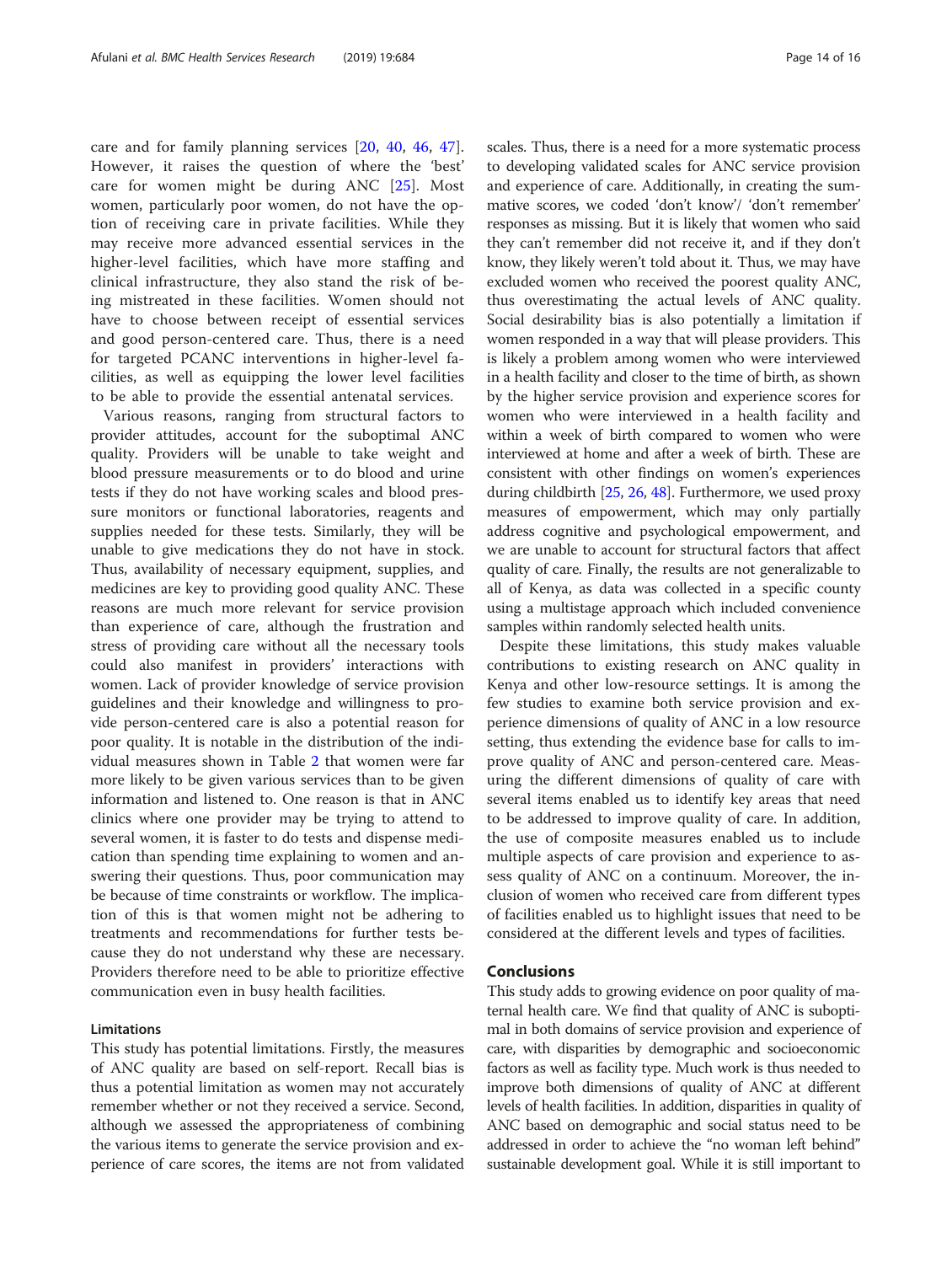care and for family planning services [20, 40, 46, 47]. However, it raises the question of where the 'best' care for women might be during ANC [25]. Most women, particularly poor women, do not have the option of receiving care in private facilities. While they may receive more advanced essential services in the higher-level facilities, which have more staffing and clinical infrastructure, they also stand the risk of being mistreated in these facilities. Women should not have to choose between receipt of essential services and good person-centered care. Thus, there is a need for targeted PCANC interventions in higher-level facilities, as well as equipping the lower level facilities to be able to provide the essential antenatal services.

Various reasons, ranging from structural factors to provider attitudes, account for the suboptimal ANC quality. Providers will be unable to take weight and blood pressure measurements or to do blood and urine tests if they do not have working scales and blood pressure monitors or functional laboratories, reagents and supplies needed for these tests. Similarly, they will be unable to give medications they do not have in stock. Thus, availability of necessary equipment, supplies, and medicines are key to providing good quality ANC. These reasons are much more relevant for service provision than experience of care, although the frustration and stress of providing care without all the necessary tools could also manifest in providers' interactions with women. Lack of provider knowledge of service provision guidelines and their knowledge and willingness to provide person-centered care is also a potential reason for poor quality. It is notable in the distribution of the individual measures shown in Table 2 that women were far more likely to be given various services than to be given information and listened to. One reason is that in ANC clinics where one provider may be trying to attend to several women, it is faster to do tests and dispense medication than spending time explaining to women and answering their questions. Thus, poor communication may be because of time constraints or workflow. The implication of this is that women might not be adhering to treatments and recommendations for further tests because they do not understand why these are necessary. Providers therefore need to be able to prioritize effective communication even in busy health facilities.

### Limitations

This study has potential limitations. Firstly, the measures of ANC quality are based on self-report. Recall bias is thus a potential limitation as women may not accurately remember whether or not they received a service. Second, although we assessed the appropriateness of combining the various items to generate the service provision and experience of care scores, the items are not from validated scales. Thus, there is a need for a more systematic process to developing validated scales for ANC service provision and experience of care. Additionally, in creating the summative scores, we coded 'don't know'/ 'don't remember' responses as missing. But it is likely that women who said they can't remember did not receive it, and if they don't know, they likely weren't told about it. Thus, we may have excluded women who received the poorest quality ANC, thus overestimating the actual levels of ANC quality. Social desirability bias is also potentially a limitation if women responded in a way that will please providers. This is likely a problem among women who were interviewed in a health facility and closer to the time of birth, as shown by the higher service provision and experience scores for women who were interviewed in a health facility and within a week of birth compared to women who were interviewed at home and after a week of birth. These are consistent with other findings on women's experiences during childbirth [25, 26, 48]. Furthermore, we used proxy measures of empowerment, which may only partially address cognitive and psychological empowerment, and we are unable to account for structural factors that affect quality of care. Finally, the results are not generalizable to all of Kenya, as data was collected in a specific county using a multistage approach which included convenience samples within randomly selected health units.

Despite these limitations, this study makes valuable contributions to existing research on ANC quality in Kenya and other low-resource settings. It is among the few studies to examine both service provision and experience dimensions of quality of ANC in a low resource setting, thus extending the evidence base for calls to improve quality of ANC and person-centered care. Measuring the different dimensions of quality of care with several items enabled us to identify key areas that need to be addressed to improve quality of care. In addition, the use of composite measures enabled us to include multiple aspects of care provision and experience to assess quality of ANC on a continuum. Moreover, the inclusion of women who received care from different types of facilities enabled us to highlight issues that need to be considered at the different levels and types of facilities.

## Conclusions

This study adds to growing evidence on poor quality of maternal health care. We find that quality of ANC is suboptimal in both domains of service provision and experience of care, with disparities by demographic and socioeconomic factors as well as facility type. Much work is thus needed to improve both dimensions of quality of ANC at different levels of health facilities. In addition, disparities in quality of ANC based on demographic and social status need to be addressed in order to achieve the "no woman left behind" sustainable development goal. While it is still important to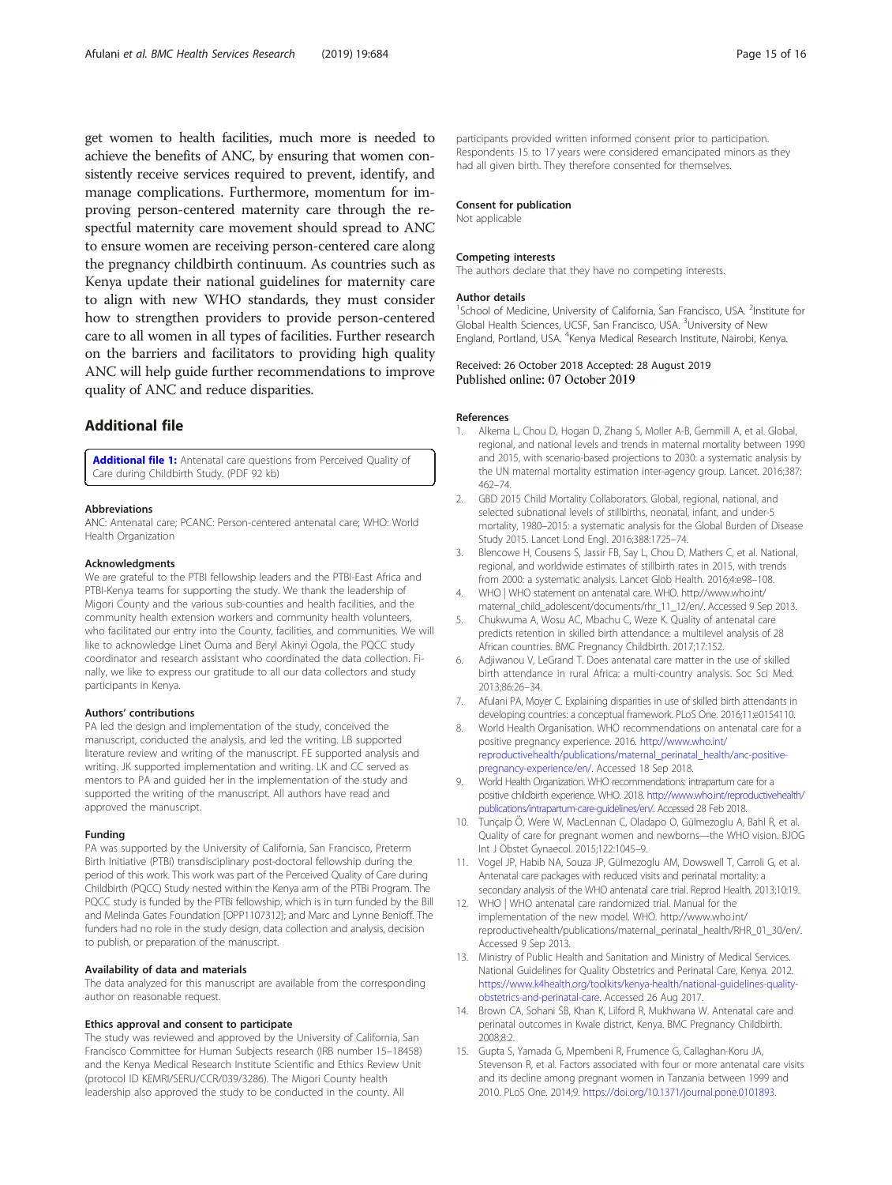get women to health facilities, much more is needed to achieve the benefits of ANC, by ensuring that women consistently receive services required to prevent, identify, and manage complications. Furthermore, momentum for improving person-centered maternity care through the respectful maternity care movement should spread to ANC to ensure women are receiving person-centered care along the pregnancy childbirth continuum. As countries such as Kenya update their national guidelines for maternity care to align with new WHO standards, they must consider how to strengthen providers to provide person-centered care to all women in all types of facilities. Further research on the barriers and facilitators to providing high quality ANC will help guide further recommendations to improve quality of ANC and reduce disparities.

## Additional file

**Additional file 1:** Antenatal care questions from Perceived Quality of Care during Childbirth Study. (PDF 92 kb)

#### Abbreviations

ANC: Antenatal care; PCANC: Person-centered antenatal care; WHO: World Health Organization

#### Acknowledgments

We are grateful to the PTBI fellowship leaders and the PTBI-East Africa and PTBI-Kenya teams for supporting the study. We thank the leadership of Migori County and the various sub-counties and health facilities, and the community health extension workers and community health volunteers, who facilitated our entry into the County, facilities, and communities. We will like to acknowledge Linet Ouma and Beryl Akinyi Ogola, the PQCC study coordinator and research assistant who coordinated the data collection. Finally, we like to express our gratitude to all our data collectors and study participants in Kenya.

#### Authors' contributions

PA led the design and implementation of the study, conceived the manuscript, conducted the analysis, and led the writing. LB supported literature review and writing of the manuscript. FE supported analysis and writing. JK supported implementation and writing. LK and CC served as mentors to PA and guided her in the implementation of the study and supported the writing of the manuscript. All authors have read and approved the manuscript.

#### Funding

PA was supported by the University of California, San Francisco, Preterm Birth Initiative (PTBi) transdisciplinary post-doctoral fellowship during the period of this work. This work was part of the Perceived Quality of Care during Childbirth (PQCC) Study nested within the Kenya arm of the PTBi Program. The PQCC study is funded by the PTBi fellowship, which is in turn funded by the Bill and Melinda Gates Foundation [OPP1107312]; and Marc and Lynne Benioff. The funders had no role in the study design, data collection and analysis, decision to publish, or preparation of the manuscript.

#### Availability of data and materials

The data analyzed for this manuscript are available from the corresponding author on reasonable request.

#### Ethics approval and consent to participate

The study was reviewed and approved by the University of California, San Francisco Committee for Human Subjects research (IRB number 15–18458) and the Kenya Medical Research Institute Scientific and Ethics Review Unit (protocol ID KEMRI/SERU/CCR/039/3286). The Migori County health leadership also approved the study to be conducted in the county. All participants provided written informed consent prior to participation. Respondents 15 to 17 years were considered emancipated minors as they had all given birth. They therefore consented for themselves.

#### Consent for publication

Not applicable

#### Competing interests

The authors declare that they have no competing interests.

#### Author details

[1]School of Medicine, University of California, San Francisco, USA. [2]Institute for Global Health Sciences, UCSF, San Francisco, USA. [3]University of New England, Portland, USA. [4]Kenya Medical Research Institute, Nairobi, Kenya.

Received: 26 October 2018 Accepted: 28 August 2019
Published online: 07 October 2019

#### References

1. Alkema L, Chou D, Hogan D, Zhang S, Moller A-B, Gemmill A, et al. Global, regional, and national levels and trends in maternal mortality between 1990 and 2015, with scenario-based projections to 2030: a systematic analysis by the UN maternal mortality estimation inter-agency group. Lancet. 2016;387:462–74.
2. GBD 2015 Child Mortality Collaborators. Global, regional, national, and selected subnational levels of stillbirths, neonatal, infant, and under-5 mortality, 1980–2015: a systematic analysis for the Global Burden of Disease Study 2015. Lancet Lond Engl. 2016;388:1725–74.
3. Blencowe H, Cousens S, Jassir FB, Say L, Chou D, Mathers C, et al. National, regional, and worldwide estimates of stillbirth rates in 2015, with trends from 2000: a systematic analysis. Lancet Glob Health. 2016;4:e98–108.
4. WHO | WHO statement on antenatal care. WHO. http://www.who.int/maternal_child_adolescent/documents/rhr_11_12/en/. Accessed 9 Sep 2013.
5. Chukwuma A, Wosu AC, Mbachu C, Weze K. Quality of antenatal care predicts retention in skilled birth attendance: a multilevel analysis of 28 African countries. BMC Pregnancy Childbirth. 2017;17:152.
6. Adjiwanou V, LeGrand T. Does antenatal care matter in the use of skilled birth attendance in rural Africa: a multi-country analysis. Soc Sci Med. 2013;86:26–34.
7. Afulani PA, Moyer C. Explaining disparities in use of skilled birth attendants in developing countries: a conceptual framework. PLoS One. 2016;11:e0154110.
8. World Health Organisation. WHO recommendations on antenatal care for a positive pregnancy experience. 2016. http://www.who.int/reproductivehealth/publications/maternal_perinatal_health/anc-positive-pregnancy-experience/en/. Accessed 18 Sep 2018.
9. World Health Organization. WHO recommendations: intrapartum care for a positive childbirth experience. WHO. 2018. http://www.who.int/reproductivehealth/publications/intrapartum-care-guidelines/en/. Accessed 28 Feb 2018.
10. Tunçalp Ö, Were W, MacLennan C, Oladapo O, Gülmezoglu A, Bahl R, et al. Quality of care for pregnant women and newborns—the WHO vision. BJOG Int J Obstet Gynaecol. 2015;122:1045–9.
11. Vogel JP, Habib NA, Souza JP, Gülmezoglu AM, Dowswell T, Carroli G, et al. Antenatal care packages with reduced visits and perinatal mortality: a secondary analysis of the WHO antenatal care trial. Reprod Health. 2013;10:19.
12. WHO | WHO antenatal care randomized trial. Manual for the implementation of the new model. WHO. http://www.who.int/reproductivehealth/publications/maternal_perinatal_health/RHR_01_30/en/. Accessed 9 Sep 2013.
13. Ministry of Public Health and Sanitation and Ministry of Medical Services. National Guidelines for Quality Obstetrics and Perinatal Care, Kenya. 2012. https://www.k4health.org/toolkits/kenya-health/national-guidelines-quality-obstetrics-and-perinatal-care. Accessed 26 Aug 2017.
14. Brown CA, Sohani SB, Khan K, Lilford R, Mukhwana W. Antenatal care and perinatal outcomes in Kwale district, Kenya. BMC Pregnancy Childbirth. 2008;8:2.
15. Gupta S, Yamada G, Mpembeni R, Frumence G, Callaghan-Koru JA, Stevenson R, et al. Factors associated with four or more antenatal care visits and its decline among pregnant women in Tanzania between 1999 and 2010. PLoS One. 2014;9. https://doi.org/10.1371/journal.pone.0101893.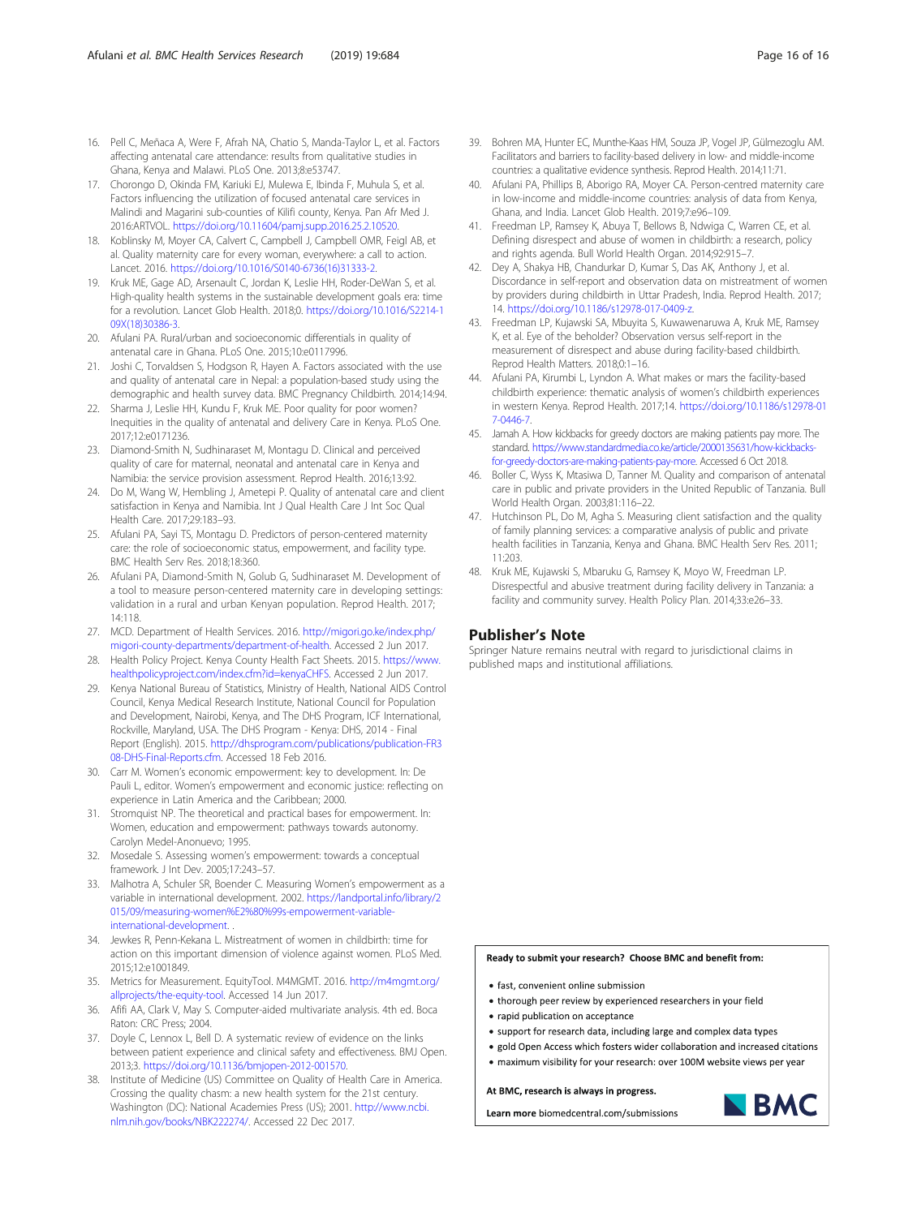16. Pell C, Meñaca A, Were F, Afrah NA, Chatio S, Manda-Taylor L, et al. Factors affecting antenatal care attendance: results from qualitative studies in Ghana, Kenya and Malawi. PLoS One. 2013;8:e53747.
17. Chorongo D, Okinda FM, Kariuki EJ, Mulewa E, Ibinda F, Muhula S, et al. Factors influencing the utilization of focused antenatal care services in Malindi and Magarini sub-counties of Kilifi county, Kenya. Pan Afr Med J. 2016:ARTVOL. https://doi.org/10.11604/pamj.supp.2016.25.2.10520.
18. Koblinsky M, Moyer CA, Calvert C, Campbell J, Campbell OMR, Feigl AB, et al. Quality maternity care for every woman, everywhere: a call to action. Lancet. 2016. https://doi.org/10.1016/S0140-6736(16)31333-2.
19. Kruk ME, Gage AD, Arsenault C, Jordan K, Leslie HH, Roder-DeWan S, et al. High-quality health systems in the sustainable development goals era: time for a revolution. Lancet Glob Health. 2018;0. https://doi.org/10.1016/S2214-109X(18)30386-3.
20. Afulani PA. Rural/urban and socioeconomic differentials in quality of antenatal care in Ghana. PLoS One. 2015;10:e0117996.
21. Joshi C, Torvaldsen S, Hodgson R, Hayen A. Factors associated with the use and quality of antenatal care in Nepal: a population-based study using the demographic and health survey data. BMC Pregnancy Childbirth. 2014;14:94.
22. Sharma J, Leslie HH, Kundu F, Kruk ME. Poor quality for poor women? Inequities in the quality of antenatal and delivery Care in Kenya. PLoS One. 2017;12:e0171236.
23. Diamond-Smith N, Sudhinaraset M, Montagu D. Clinical and perceived quality of care for maternal, neonatal and antenatal care in Kenya and Namibia: the service provision assessment. Reprod Health. 2016;13:92.
24. Do M, Wang W, Hembling J, Ametepi P. Quality of antenatal care and client satisfaction in Kenya and Namibia. Int J Qual Health Care J Int Soc Qual Health Care. 2017;29:183–93.
25. Afulani PA, Sayi TS, Montagu D. Predictors of person-centered maternity care: the role of socioeconomic status, empowerment, and facility type. BMC Health Serv Res. 2018;18:360.
26. Afulani PA, Diamond-Smith N, Golub G, Sudhinaraset M. Development of a tool to measure person-centered maternity care in developing settings: validation in a rural and urban Kenyan population. Reprod Health. 2017; 14:118.
27. MCD. Department of Health Services. 2016. http://migori.go.ke/index.php/migori-county-departments/department-of-health. Accessed 2 Jun 2017.
28. Health Policy Project. Kenya County Health Fact Sheets. 2015. https://www.healthpolicyproject.com/index.cfm?id=kenyaCHFS. Accessed 2 Jun 2017.
29. Kenya National Bureau of Statistics, Ministry of Health, National AIDS Control Council, Kenya Medical Research Institute, National Council for Population and Development, Nairobi, Kenya, and The DHS Program, ICF International, Rockville, Maryland, USA. The DHS Program - Kenya: DHS, 2014 - Final Report (English). 2015. http://dhsprogram.com/publications/publication-FR308-DHS-Final-Reports.cfm. Accessed 18 Feb 2016.
30. Carr M. Women's economic empowerment: key to development. In: De Pauli L, editor. Women's empowerment and economic justice: reflecting on experience in Latin America and the Caribbean; 2000.
31. Stromquist NP. The theoretical and practical bases for empowerment. In: Women, education and empowerment: pathways towards autonomy. Carolyn Medel-Anonuevo; 1995.
32. Mosedale S. Assessing women's empowerment: towards a conceptual framework. J Int Dev. 2005;17:243–57.
33. Malhotra A, Schuler SR, Boender C. Measuring Women's empowerment as a variable in international development. 2002. https://landportal.info/library/2015/09/measuring-women%E2%80%99s-empowerment-variable-international-development. .
34. Jewkes R, Penn-Kekana L. Mistreatment of women in childbirth: time for action on this important dimension of violence against women. PLoS Med. 2015;12:e1001849.
35. Metrics for Measurement. EquityTool. M4MGMT. 2016. http://m4mgmt.org/allprojects/the-equity-tool. Accessed 14 Jun 2017.
36. Afifi AA, Clark V, May S. Computer-aided multivariate analysis. 4th ed. Boca Raton: CRC Press; 2004.
37. Doyle C, Lennox L, Bell D. A systematic review of evidence on the links between patient experience and clinical safety and effectiveness. BMJ Open. 2013;3. https://doi.org/10.1136/bmjopen-2012-001570.
38. Institute of Medicine (US) Committee on Quality of Health Care in America. Crossing the quality chasm: a new health system for the 21st century. Washington (DC): National Academies Press (US); 2001. http://www.ncbi.nlm.nih.gov/books/NBK222274/. Accessed 22 Dec 2017.
39. Bohren MA, Hunter EC, Munthe-Kaas HM, Souza JP, Vogel JP, Gülmezoglu AM. Facilitators and barriers to facility-based delivery in low- and middle-income countries: a qualitative evidence synthesis. Reprod Health. 2014;11:71.
40. Afulani PA, Phillips B, Aborigo RA, Moyer CA. Person-centred maternity care in low-income and middle-income countries: analysis of data from Kenya, Ghana, and India. Lancet Glob Health. 2019;7:e96–109.
41. Freedman LP, Ramsey K, Abuya T, Bellows B, Ndwiga C, Warren CE, et al. Defining disrespect and abuse of women in childbirth: a research, policy and rights agenda. Bull World Health Organ. 2014;92:915–7.
42. Dey A, Shakya HB, Chandurkar D, Kumar S, Das AK, Anthony J, et al. Discordance in self-report and observation data on mistreatment of women by providers during childbirth in Uttar Pradesh, India. Reprod Health. 2017; 14. https://doi.org/10.1186/s12978-017-0409-z.
43. Freedman LP, Kujawski SA, Mbuyita S, Kuwawenaruwa A, Kruk ME, Ramsey K, et al. Eye of the beholder? Observation versus self-report in the measurement of disrespect and abuse during facility-based childbirth. Reprod Health Matters. 2018;0:1–16.
44. Afulani PA, Kirumbi L, Lyndon A. What makes or mars the facility-based childbirth experience: thematic analysis of women's childbirth experiences in western Kenya. Reprod Health. 2017;14. https://doi.org/10.1186/s12978-017-0446-7.
45. Jamah A. How kickbacks for greedy doctors are making patients pay more. The standard. https://www.standardmedia.co.ke/article/2000135631/how-kickbacks-for-greedy-doctors-are-making-patients-pay-more. Accessed 6 Oct 2018.
46. Boller C, Wyss K, Mtasiwa D, Tanner M. Quality and comparison of antenatal care in public and private providers in the United Republic of Tanzania. Bull World Health Organ. 2003;81:116–22.
47. Hutchinson PL, Do M, Agha S. Measuring client satisfaction and the quality of family planning services: a comparative analysis of public and private health facilities in Tanzania, Kenya and Ghana. BMC Health Serv Res. 2011; 11:203.
48. Kruk ME, Kujawski S, Mbaruku G, Ramsey K, Moyo W, Freedman LP. Disrespectful and abusive treatment during facility delivery in Tanzania: a facility and community survey. Health Policy Plan. 2014;33:e26–33.

## Publisher's Note

Springer Nature remains neutral with regard to jurisdictional claims in published maps and institutional affiliations.

**Ready to submit your research? Choose BMC and benefit from:**

- fast, convenient online submission
- thorough peer review by experienced researchers in your field
- rapid publication on acceptance
- support for research data, including large and complex data types
- gold Open Access which fosters wider collaboration and increased citations
- maximum visibility for your research: over 100M website views per year

**At BMC, research is always in progress.**

**Learn more** biomedcentral.com/submissions

BMC